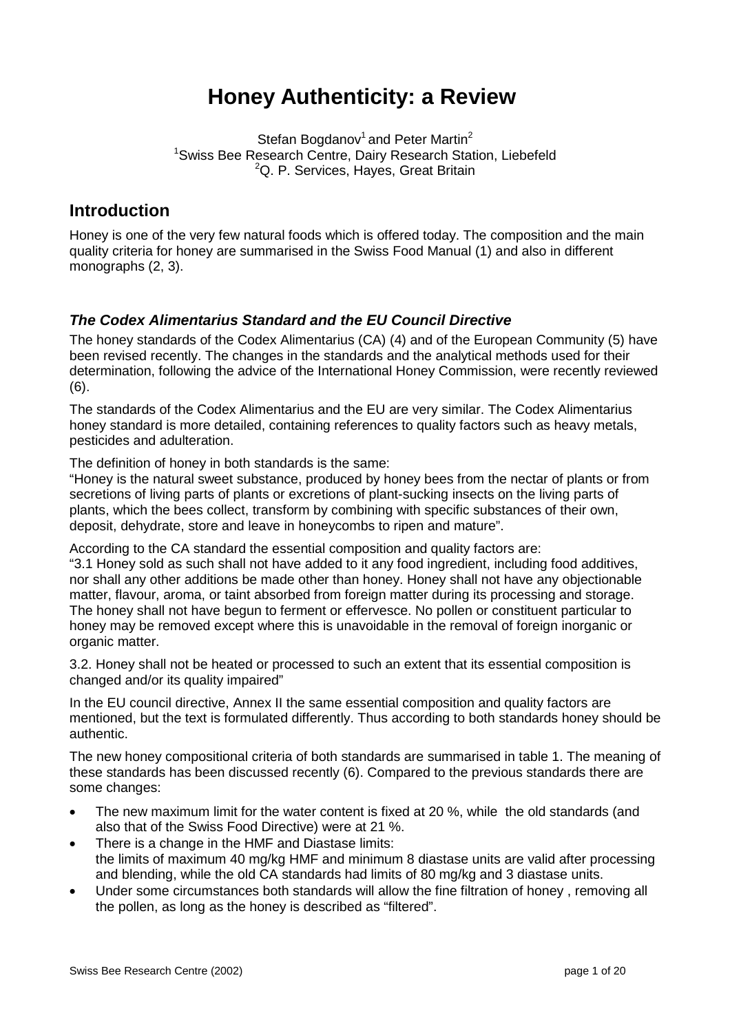# Honey Authenticity: a Review

Stefan Bogdanov[1] and Peter Martin[2]
[1]Swiss Bee Research Centre, Dairy Research Station, Liebefeld
[2]Q. P. Services, Hayes, Great Britain

## Introduction

Honey is one of the very few natural foods which is offered today. The composition and the main quality criteria for honey are summarised in the Swiss Food Manual (1) and also in different monographs (2, 3).

### *The Codex Alimentarius Standard and the EU Council Directive*

The honey standards of the Codex Alimentarius (CA) (4) and of the European Community (5) have been revised recently. The changes in the standards and the analytical methods used for their determination, following the advice of the International Honey Commission, were recently reviewed (6).

The standards of the Codex Alimentarius and the EU are very similar. The Codex Alimentarius honey standard is more detailed, containing references to quality factors such as heavy metals, pesticides and adulteration.

The definition of honey in both standards is the same:
"Honey is the natural sweet substance, produced by honey bees from the nectar of plants or from secretions of living parts of plants or excretions of plant-sucking insects on the living parts of plants, which the bees collect, transform by combining with specific substances of their own, deposit, dehydrate, store and leave in honeycombs to ripen and mature".

According to the CA standard the essential composition and quality factors are:
"3.1 Honey sold as such shall not have added to it any food ingredient, including food additives, nor shall any other additions be made other than honey. Honey shall not have any objectionable matter, flavour, aroma, or taint absorbed from foreign matter during its processing and storage. The honey shall not have begun to ferment or effervesce. No pollen or constituent particular to honey may be removed except where this is unavoidable in the removal of foreign inorganic or organic matter.

3.2. Honey shall not be heated or processed to such an extent that its essential composition is changed and/or its quality impaired"

In the EU council directive, Annex II the same essential composition and quality factors are mentioned, but the text is formulated differently. Thus according to both standards honey should be authentic.

The new honey compositional criteria of both standards are summarised in table 1. The meaning of these standards has been discussed recently (6). Compared to the previous standards there are some changes:

- The new maximum limit for the water content is fixed at 20 %, while the old standards (and also that of the Swiss Food Directive) were at 21 %.
- There is a change in the HMF and Diastase limits:
  the limits of maximum 40 mg/kg HMF and minimum 8 diastase units are valid after processing and blending, while the old CA standards had limits of 80 mg/kg and 3 diastase units.
- Under some circumstances both standards will allow the fine filtration of honey , removing all the pollen, as long as the honey is described as "filtered".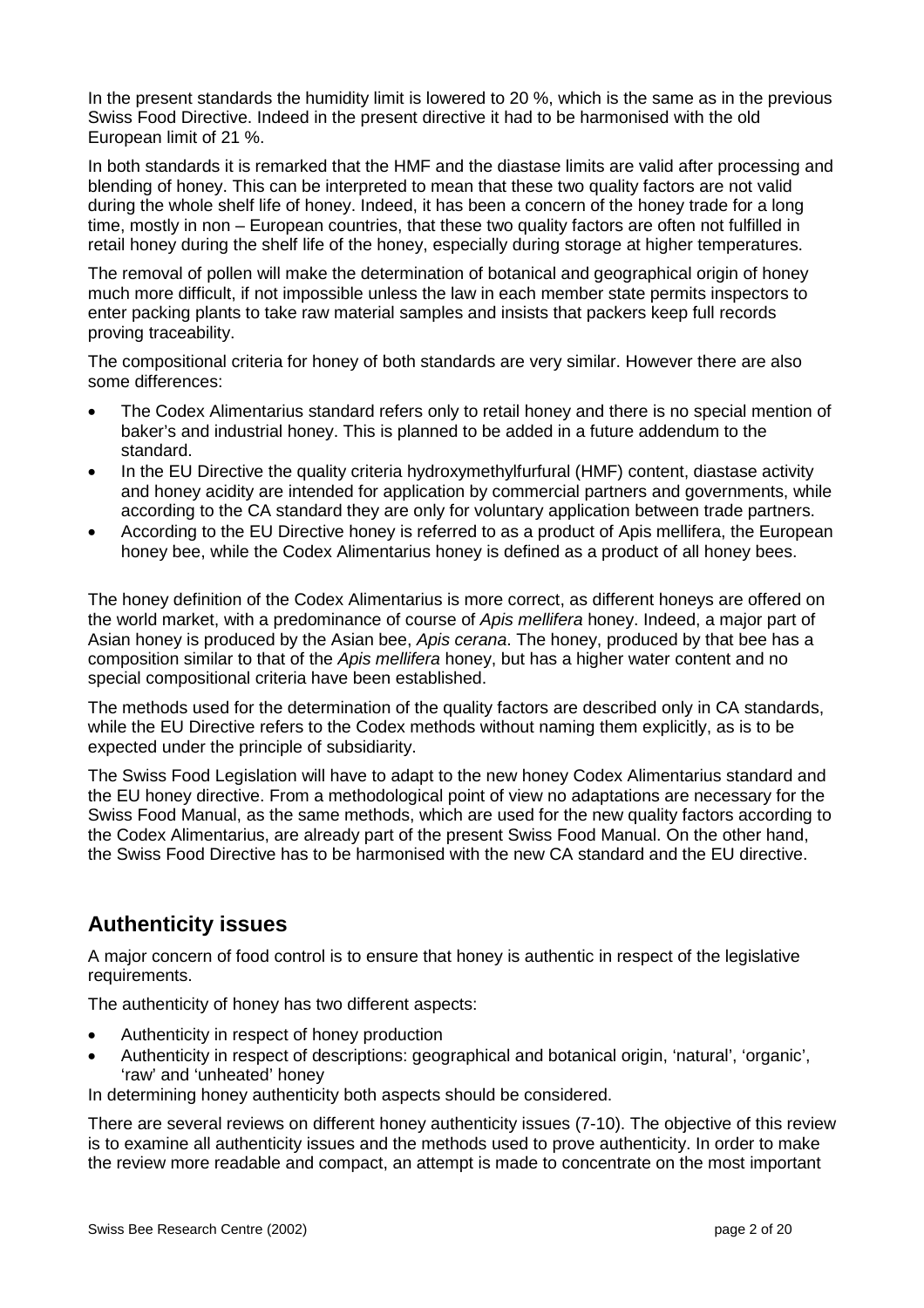In the present standards the humidity limit is lowered to 20 %, which is the same as in the previous Swiss Food Directive. Indeed in the present directive it had to be harmonised with the old European limit of 21 %.

In both standards it is remarked that the HMF and the diastase limits are valid after processing and blending of honey. This can be interpreted to mean that these two quality factors are not valid during the whole shelf life of honey. Indeed, it has been a concern of the honey trade for a long time, mostly in non – European countries, that these two quality factors are often not fulfilled in retail honey during the shelf life of the honey, especially during storage at higher temperatures.

The removal of pollen will make the determination of botanical and geographical origin of honey much more difficult, if not impossible unless the law in each member state permits inspectors to enter packing plants to take raw material samples and insists that packers keep full records proving traceability.

The compositional criteria for honey of both standards are very similar. However there are also some differences:

- The Codex Alimentarius standard refers only to retail honey and there is no special mention of baker's and industrial honey. This is planned to be added in a future addendum to the standard.
- In the EU Directive the quality criteria hydroxymethylfurfural (HMF) content, diastase activity and honey acidity are intended for application by commercial partners and governments, while according to the CA standard they are only for voluntary application between trade partners.
- According to the EU Directive honey is referred to as a product of Apis mellifera, the European honey bee, while the Codex Alimentarius honey is defined as a product of all honey bees.

The honey definition of the Codex Alimentarius is more correct, as different honeys are offered on the world market, with a predominance of course of *Apis mellifera* honey. Indeed, a major part of Asian honey is produced by the Asian bee, *Apis cerana*. The honey, produced by that bee has a composition similar to that of the *Apis mellifera* honey, but has a higher water content and no special compositional criteria have been established.

The methods used for the determination of the quality factors are described only in CA standards, while the EU Directive refers to the Codex methods without naming them explicitly, as is to be expected under the principle of subsidiarity.

The Swiss Food Legislation will have to adapt to the new honey Codex Alimentarius standard and the EU honey directive. From a methodological point of view no adaptations are necessary for the Swiss Food Manual, as the same methods, which are used for the new quality factors according to the Codex Alimentarius, are already part of the present Swiss Food Manual. On the other hand, the Swiss Food Directive has to be harmonised with the new CA standard and the EU directive.

## Authenticity issues

A major concern of food control is to ensure that honey is authentic in respect of the legislative requirements.

The authenticity of honey has two different aspects:

- Authenticity in respect of honey production
- Authenticity in respect of descriptions: geographical and botanical origin, 'natural', 'organic', 'raw' and 'unheated' honey

In determining honey authenticity both aspects should be considered.

There are several reviews on different honey authenticity issues (7-10). The objective of this review is to examine all authenticity issues and the methods used to prove authenticity. In order to make the review more readable and compact, an attempt is made to concentrate on the most important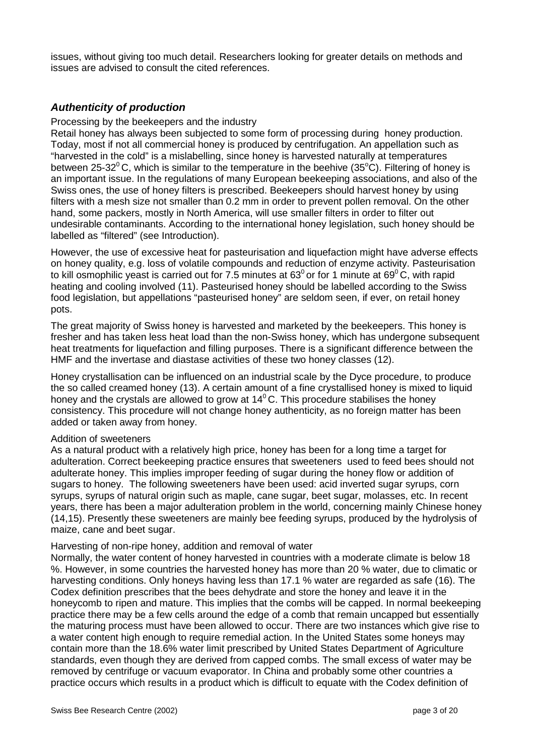issues, without giving too much detail. Researchers looking for greater details on methods and issues are advised to consult the cited references.

## *Authenticity of production*

### Processing by the beekeepers and the industry

Retail honey has always been subjected to some form of processing during honey production. Today, most if not all commercial honey is produced by centrifugation. An appellation such as "harvested in the cold" is a mislabelling, since honey is harvested naturally at temperatures between 25-32$^0$ C, which is similar to the temperature in the beehive (35$^o$C). Filtering of honey is an important issue. In the regulations of many European beekeeping associations, and also of the Swiss ones, the use of honey filters is prescribed. Beekeepers should harvest honey by using filters with a mesh size not smaller than 0.2 mm in order to prevent pollen removal. On the other hand, some packers, mostly in North America, will use smaller filters in order to filter out undesirable contaminants. According to the international honey legislation, such honey should be labelled as "filtered" (see Introduction).

However, the use of excessive heat for pasteurisation and liquefaction might have adverse effects on honey quality, e.g. loss of volatile compounds and reduction of enzyme activity. Pasteurisation to kill osmophilic yeast is carried out for 7.5 minutes at 63$^0$ or for 1 minute at 69$^0$ C, with rapid heating and cooling involved (11). Pasteurised honey should be labelled according to the Swiss food legislation, but appellations "pasteurised honey" are seldom seen, if ever, on retail honey pots.

The great majority of Swiss honey is harvested and marketed by the beekeepers. This honey is fresher and has taken less heat load than the non-Swiss honey, which has undergone subsequent heat treatments for liquefaction and filling purposes. There is a significant difference between the HMF and the invertase and diastase activities of these two honey classes (12).

Honey crystallisation can be influenced on an industrial scale by the Dyce procedure, to produce the so called creamed honey (13). A certain amount of a fine crystallised honey is mixed to liquid honey and the crystals are allowed to grow at 14$^0$ C. This procedure stabilises the honey consistency. This procedure will not change honey authenticity, as no foreign matter has been added or taken away from honey.

### Addition of sweeteners

As a natural product with a relatively high price, honey has been for a long time a target for adulteration. Correct beekeeping practice ensures that sweeteners used to feed bees should not adulterate honey. This implies improper feeding of sugar during the honey flow or addition of sugars to honey. The following sweeteners have been used: acid inverted sugar syrups, corn syrups, syrups of natural origin such as maple, cane sugar, beet sugar, molasses, etc. In recent years, there has been a major adulteration problem in the world, concerning mainly Chinese honey (14,15). Presently these sweeteners are mainly bee feeding syrups, produced by the hydrolysis of maize, cane and beet sugar.

### Harvesting of non-ripe honey, addition and removal of water

Normally, the water content of honey harvested in countries with a moderate climate is below 18 %. However, in some countries the harvested honey has more than 20 % water, due to climatic or harvesting conditions. Only honeys having less than 17.1 % water are regarded as safe (16). The Codex definition prescribes that the bees dehydrate and store the honey and leave it in the honeycomb to ripen and mature. This implies that the combs will be capped. In normal beekeeping practice there may be a few cells around the edge of a comb that remain uncapped but essentially the maturing process must have been allowed to occur. There are two instances which give rise to a water content high enough to require remedial action. In the United States some honeys may contain more than the 18.6% water limit prescribed by United States Department of Agriculture standards, even though they are derived from capped combs. The small excess of water may be removed by centrifuge or vacuum evaporator. In China and probably some other countries a practice occurs which results in a product which is difficult to equate with the Codex definition of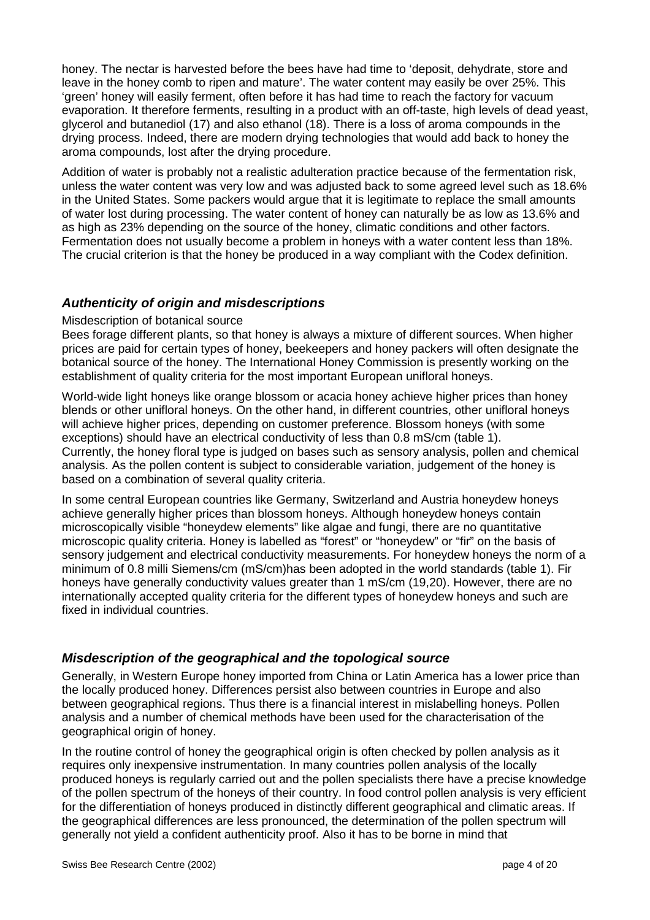honey. The nectar is harvested before the bees have had time to 'deposit, dehydrate, store and leave in the honey comb to ripen and mature'. The water content may easily be over 25%. This 'green' honey will easily ferment, often before it has had time to reach the factory for vacuum evaporation. It therefore ferments, resulting in a product with an off-taste, high levels of dead yeast, glycerol and butanediol (17) and also ethanol (18). There is a loss of aroma compounds in the drying process. Indeed, there are modern drying technologies that would add back to honey the aroma compounds, lost after the drying procedure.

Addition of water is probably not a realistic adulteration practice because of the fermentation risk, unless the water content was very low and was adjusted back to some agreed level such as 18.6% in the United States. Some packers would argue that it is legitimate to replace the small amounts of water lost during processing. The water content of honey can naturally be as low as 13.6% and as high as 23% depending on the source of the honey, climatic conditions and other factors. Fermentation does not usually become a problem in honeys with a water content less than 18%. The crucial criterion is that the honey be produced in a way compliant with the Codex definition.

## *Authenticity of origin and misdescriptions*

Misdescription of botanical source

Bees forage different plants, so that honey is always a mixture of different sources. When higher prices are paid for certain types of honey, beekeepers and honey packers will often designate the botanical source of the honey. The International Honey Commission is presently working on the establishment of quality criteria for the most important European unifloral honeys.

World-wide light honeys like orange blossom or acacia honey achieve higher prices than honey blends or other unifloral honeys. On the other hand, in different countries, other unifloral honeys will achieve higher prices, depending on customer preference. Blossom honeys (with some exceptions) should have an electrical conductivity of less than 0.8 mS/cm (table 1). Currently, the honey floral type is judged on bases such as sensory analysis, pollen and chemical analysis. As the pollen content is subject to considerable variation, judgement of the honey is based on a combination of several quality criteria.

In some central European countries like Germany, Switzerland and Austria honeydew honeys achieve generally higher prices than blossom honeys. Although honeydew honeys contain microscopically visible "honeydew elements" like algae and fungi, there are no quantitative microscopic quality criteria. Honey is labelled as "forest" or "honeydew" or "fir" on the basis of sensory judgement and electrical conductivity measurements. For honeydew honeys the norm of a minimum of 0.8 milli Siemens/cm (mS/cm)has been adopted in the world standards (table 1). Fir honeys have generally conductivity values greater than 1 mS/cm (19,20). However, there are no internationally accepted quality criteria for the different types of honeydew honeys and such are fixed in individual countries.

## *Misdescription of the geographical and the topological source*

Generally, in Western Europe honey imported from China or Latin America has a lower price than the locally produced honey. Differences persist also between countries in Europe and also between geographical regions. Thus there is a financial interest in mislabelling honeys. Pollen analysis and a number of chemical methods have been used for the characterisation of the geographical origin of honey.

In the routine control of honey the geographical origin is often checked by pollen analysis as it requires only inexpensive instrumentation. In many countries pollen analysis of the locally produced honeys is regularly carried out and the pollen specialists there have a precise knowledge of the pollen spectrum of the honeys of their country. In food control pollen analysis is very efficient for the differentiation of honeys produced in distinctly different geographical and climatic areas. If the geographical differences are less pronounced, the determination of the pollen spectrum will generally not yield a confident authenticity proof. Also it has to be borne in mind that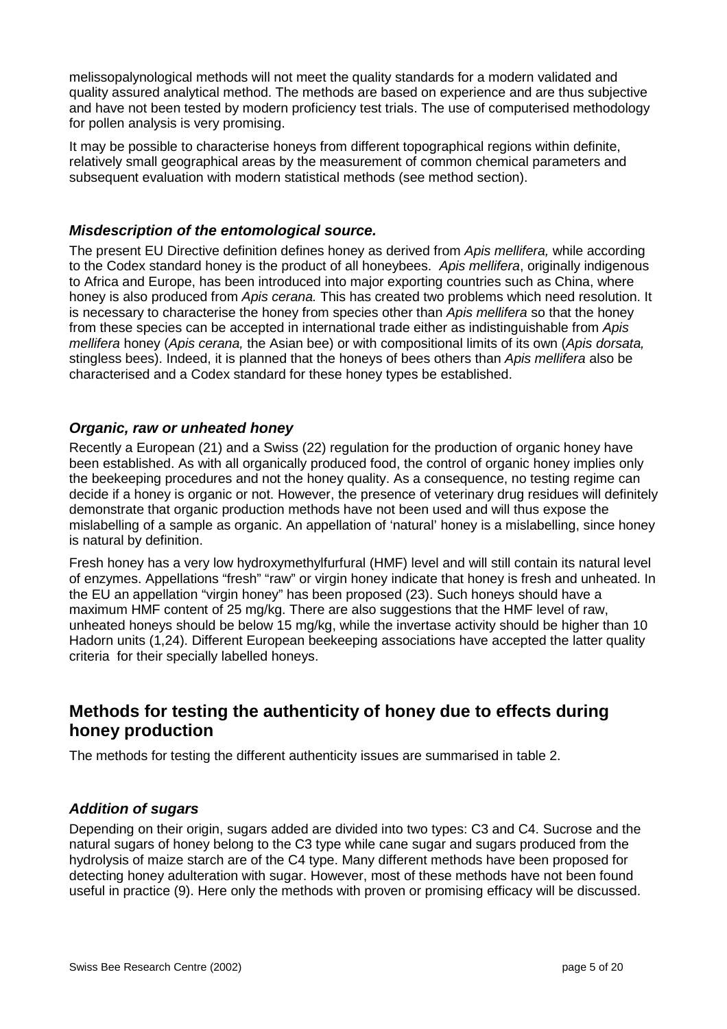melissopalynological methods will not meet the quality standards for a modern validated and quality assured analytical method. The methods are based on experience and are thus subjective and have not been tested by modern proficiency test trials. The use of computerised methodology for pollen analysis is very promising.

It may be possible to characterise honeys from different topographical regions within definite, relatively small geographical areas by the measurement of common chemical parameters and subsequent evaluation with modern statistical methods (see method section).

### *Misdescription of the entomological source.*

The present EU Directive definition defines honey as derived from *Apis mellifera,* while according to the Codex standard honey is the product of all honeybees. *Apis mellifera*, originally indigenous to Africa and Europe, has been introduced into major exporting countries such as China, where honey is also produced from *Apis cerana.* This has created two problems which need resolution. It is necessary to characterise the honey from species other than *Apis mellifera* so that the honey from these species can be accepted in international trade either as indistinguishable from *Apis mellifera* honey (*Apis cerana,* the Asian bee) or with compositional limits of its own (*Apis dorsata,* stingless bees). Indeed, it is planned that the honeys of bees others than *Apis mellifera* also be characterised and a Codex standard for these honey types be established.

### *Organic, raw or unheated honey*

Recently a European (21) and a Swiss (22) regulation for the production of organic honey have been established. As with all organically produced food, the control of organic honey implies only the beekeeping procedures and not the honey quality. As a consequence, no testing regime can decide if a honey is organic or not. However, the presence of veterinary drug residues will definitely demonstrate that organic production methods have not been used and will thus expose the mislabelling of a sample as organic. An appellation of 'natural' honey is a mislabelling, since honey is natural by definition.

Fresh honey has a very low hydroxymethylfurfural (HMF) level and will still contain its natural level of enzymes. Appellations "fresh" "raw" or virgin honey indicate that honey is fresh and unheated. In the EU an appellation "virgin honey" has been proposed (23). Such honeys should have a maximum HMF content of 25 mg/kg. There are also suggestions that the HMF level of raw, unheated honeys should be below 15 mg/kg, while the invertase activity should be higher than 10 Hadorn units (1,24). Different European beekeeping associations have accepted the latter quality criteria for their specially labelled honeys.

## Methods for testing the authenticity of honey due to effects during honey production

The methods for testing the different authenticity issues are summarised in table 2.

### *Addition of sugars*

Depending on their origin, sugars added are divided into two types: C3 and C4. Sucrose and the natural sugars of honey belong to the C3 type while cane sugar and sugars produced from the hydrolysis of maize starch are of the C4 type. Many different methods have been proposed for detecting honey adulteration with sugar. However, most of these methods have not been found useful in practice (9). Here only the methods with proven or promising efficacy will be discussed.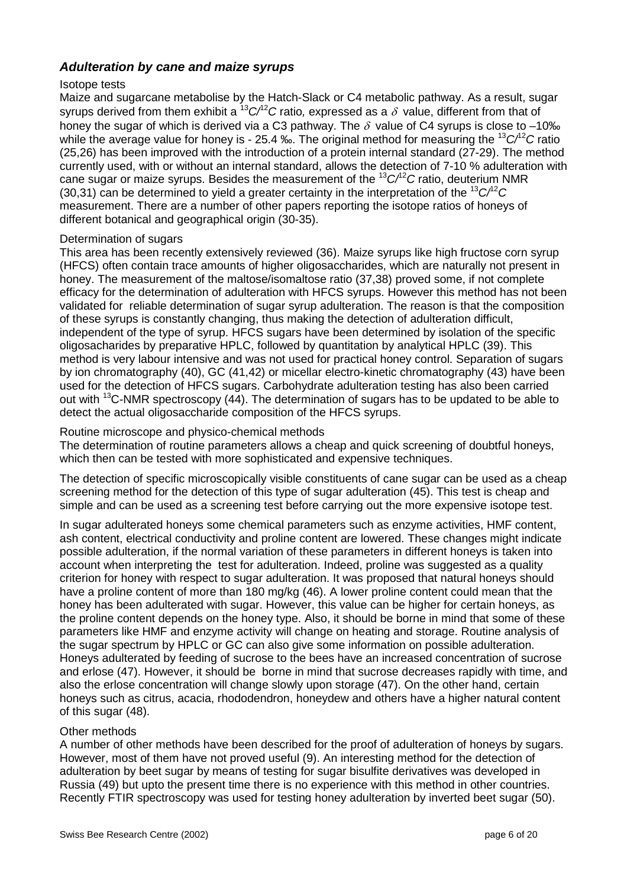## *Adulteration by cane and maize syrups*

Isotope tests

Maize and sugarcane metabolise by the Hatch-Slack or C4 metabolic pathway. As a result, sugar syrups derived from them exhibit a $^{13}C/^{12}C$ ratio, expressed as a $\delta$ value, different from that of honey the sugar of which is derived via a C3 pathway. The $\delta$ value of C4 syrups is close to –10‰ while the average value for honey is - 25.4 ‰. The original method for measuring the $^{13}C/^{12}C$ ratio (25,26) has been improved with the introduction of a protein internal standard (27-29). The method currently used, with or without an internal standard, allows the detection of 7-10 % adulteration with cane sugar or maize syrups. Besides the measurement of the $^{13}C/^{12}C$ ratio, deuterium NMR (30,31) can be determined to yield a greater certainty in the interpretation of the $^{13}C/^{12}C$ measurement. There are a number of other papers reporting the isotope ratios of honeys of different botanical and geographical origin (30-35).

Determination of sugars

This area has been recently extensively reviewed (36). Maize syrups like high fructose corn syrup (HFCS) often contain trace amounts of higher oligosaccharides, which are naturally not present in honey. The measurement of the maltose/isomaltose ratio (37,38) proved some, if not complete efficacy for the determination of adulteration with HFCS syrups. However this method has not been validated for reliable determination of sugar syrup adulteration. The reason is that the composition of these syrups is constantly changing, thus making the detection of adulteration difficult, independent of the type of syrup. HFCS sugars have been determined by isolation of the specific oligosacharides by preparative HPLC, followed by quantitation by analytical HPLC (39). This method is very labour intensive and was not used for practical honey control. Separation of sugars by ion chromatography (40), GC (41,42) or micellar electro-kinetic chromatography (43) have been used for the detection of HFCS sugars. Carbohydrate adulteration testing has also been carried out with $^{13}$C-NMR spectroscopy (44). The determination of sugars has to be updated to be able to detect the actual oligosaccharide composition of the HFCS syrups.

Routine microscope and physico-chemical methods

The determination of routine parameters allows a cheap and quick screening of doubtful honeys, which then can be tested with more sophisticated and expensive techniques.

The detection of specific microscopically visible constituents of cane sugar can be used as a cheap screening method for the detection of this type of sugar adulteration (45). This test is cheap and simple and can be used as a screening test before carrying out the more expensive isotope test.

In sugar adulterated honeys some chemical parameters such as enzyme activities, HMF content, ash content, electrical conductivity and proline content are lowered. These changes might indicate possible adulteration, if the normal variation of these parameters in different honeys is taken into account when interpreting the test for adulteration. Indeed, proline was suggested as a quality criterion for honey with respect to sugar adulteration. It was proposed that natural honeys should have a proline content of more than 180 mg/kg (46). A lower proline content could mean that the honey has been adulterated with sugar. However, this value can be higher for certain honeys, as the proline content depends on the honey type. Also, it should be borne in mind that some of these parameters like HMF and enzyme activity will change on heating and storage. Routine analysis of the sugar spectrum by HPLC or GC can also give some information on possible adulteration. Honeys adulterated by feeding of sucrose to the bees have an increased concentration of sucrose and erlose (47). However, it should be borne in mind that sucrose decreases rapidly with time, and also the erlose concentration will change slowly upon storage (47). On the other hand, certain honeys such as citrus, acacia, rhododendron, honeydew and others have a higher natural content of this sugar (48).

Other methods

A number of other methods have been described for the proof of adulteration of honeys by sugars. However, most of them have not proved useful (9). An interesting method for the detection of adulteration by beet sugar by means of testing for sugar bisulfite derivatives was developed in Russia (49) but upto the present time there is no experience with this method in other countries. Recently FTIR spectroscopy was used for testing honey adulteration by inverted beet sugar (50).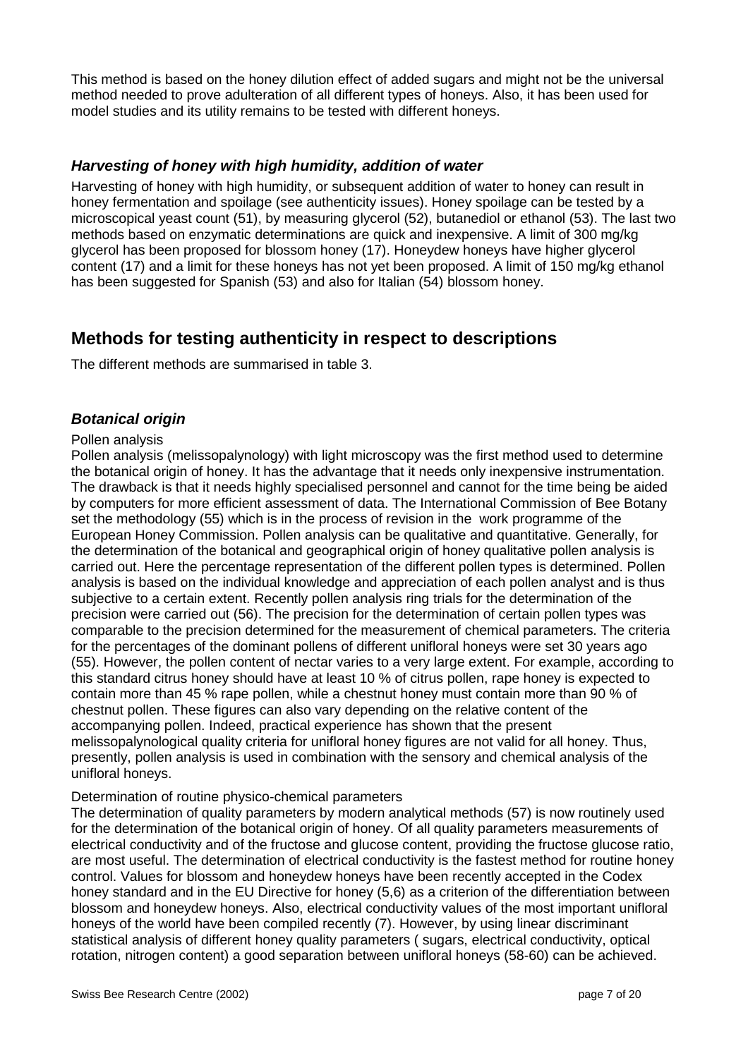This method is based on the honey dilution effect of added sugars and might not be the universal method needed to prove adulteration of all different types of honeys. Also, it has been used for model studies and its utility remains to be tested with different honeys.

### *Harvesting of honey with high humidity, addition of water*

Harvesting of honey with high humidity, or subsequent addition of water to honey can result in honey fermentation and spoilage (see authenticity issues). Honey spoilage can be tested by a microscopical yeast count (51), by measuring glycerol (52), butanediol or ethanol (53). The last two methods based on enzymatic determinations are quick and inexpensive. A limit of 300 mg/kg glycerol has been proposed for blossom honey (17). Honeydew honeys have higher glycerol content (17) and a limit for these honeys has not yet been proposed. A limit of 150 mg/kg ethanol has been suggested for Spanish (53) and also for Italian (54) blossom honey.

## Methods for testing authenticity in respect to descriptions

The different methods are summarised in table 3.

### *Botanical origin*

Pollen analysis

Pollen analysis (melissopalynology) with light microscopy was the first method used to determine the botanical origin of honey. It has the advantage that it needs only inexpensive instrumentation. The drawback is that it needs highly specialised personnel and cannot for the time being be aided by computers for more efficient assessment of data. The International Commission of Bee Botany set the methodology (55) which is in the process of revision in the work programme of the European Honey Commission. Pollen analysis can be qualitative and quantitative. Generally, for the determination of the botanical and geographical origin of honey qualitative pollen analysis is carried out. Here the percentage representation of the different pollen types is determined. Pollen analysis is based on the individual knowledge and appreciation of each pollen analyst and is thus subjective to a certain extent. Recently pollen analysis ring trials for the determination of the precision were carried out (56). The precision for the determination of certain pollen types was comparable to the precision determined for the measurement of chemical parameters. The criteria for the percentages of the dominant pollens of different unifloral honeys were set 30 years ago (55). However, the pollen content of nectar varies to a very large extent. For example, according to this standard citrus honey should have at least 10 % of citrus pollen, rape honey is expected to contain more than 45 % rape pollen, while a chestnut honey must contain more than 90 % of chestnut pollen. These figures can also vary depending on the relative content of the accompanying pollen. Indeed, practical experience has shown that the present melissopalynological quality criteria for unifloral honey figures are not valid for all honey. Thus, presently, pollen analysis is used in combination with the sensory and chemical analysis of the unifloral honeys.

Determination of routine physico-chemical parameters

The determination of quality parameters by modern analytical methods (57) is now routinely used for the determination of the botanical origin of honey. Of all quality parameters measurements of electrical conductivity and of the fructose and glucose content, providing the fructose glucose ratio, are most useful. The determination of electrical conductivity is the fastest method for routine honey control. Values for blossom and honeydew honeys have been recently accepted in the Codex honey standard and in the EU Directive for honey (5,6) as a criterion of the differentiation between blossom and honeydew honeys. Also, electrical conductivity values of the most important unifloral honeys of the world have been compiled recently (7). However, by using linear discriminant statistical analysis of different honey quality parameters ( sugars, electrical conductivity, optical rotation, nitrogen content) a good separation between unifloral honeys (58-60) can be achieved.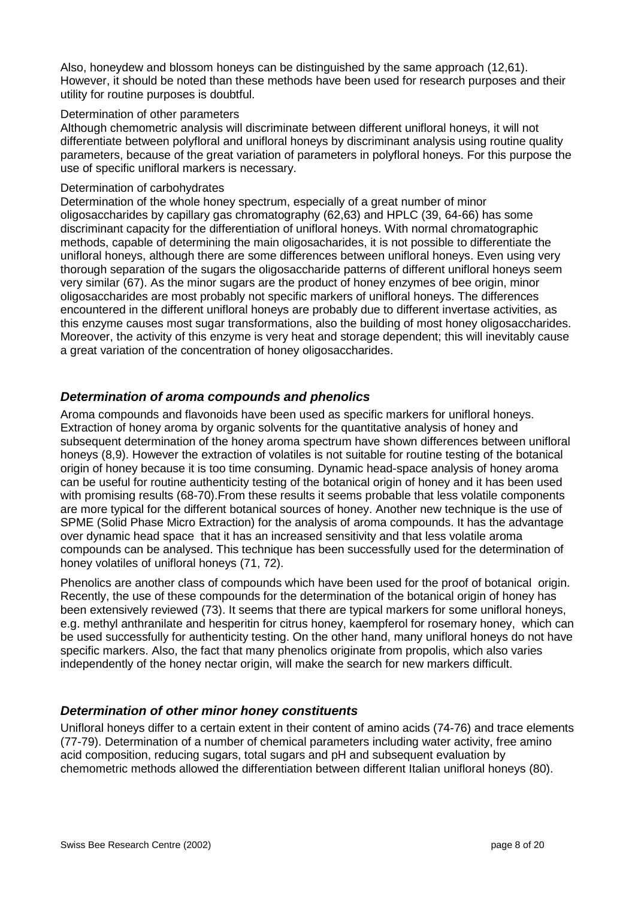Also, honeydew and blossom honeys can be distinguished by the same approach (12,61). However, it should be noted than these methods have been used for research purposes and their utility for routine purposes is doubtful.

Determination of other parameters

Although chemometric analysis will discriminate between different unifloral honeys, it will not differentiate between polyfloral and unifloral honeys by discriminant analysis using routine quality parameters, because of the great variation of parameters in polyfloral honeys. For this purpose the use of specific unifloral markers is necessary.

Determination of carbohydrates

Determination of the whole honey spectrum, especially of a great number of minor oligosaccharides by capillary gas chromatography (62,63) and HPLC (39, 64-66) has some discriminant capacity for the differentiation of unifloral honeys. With normal chromatographic methods, capable of determining the main oligosacharides, it is not possible to differentiate the unifloral honeys, although there are some differences between unifloral honeys. Even using very thorough separation of the sugars the oligosaccharide patterns of different unifloral honeys seem very similar (67). As the minor sugars are the product of honey enzymes of bee origin, minor oligosaccharides are most probably not specific markers of unifloral honeys. The differences encountered in the different unifloral honeys are probably due to different invertase activities, as this enzyme causes most sugar transformations, also the building of most honey oligosaccharides. Moreover, the activity of this enzyme is very heat and storage dependent; this will inevitably cause a great variation of the concentration of honey oligosaccharides.

## *Determination of aroma compounds and phenolics*

Aroma compounds and flavonoids have been used as specific markers for unifloral honeys. Extraction of honey aroma by organic solvents for the quantitative analysis of honey and subsequent determination of the honey aroma spectrum have shown differences between unifloral honeys (8,9). However the extraction of volatiles is not suitable for routine testing of the botanical origin of honey because it is too time consuming. Dynamic head-space analysis of honey aroma can be useful for routine authenticity testing of the botanical origin of honey and it has been used with promising results (68-70).From these results it seems probable that less volatile components are more typical for the different botanical sources of honey. Another new technique is the use of SPME (Solid Phase Micro Extraction) for the analysis of aroma compounds. It has the advantage over dynamic head space that it has an increased sensitivity and that less volatile aroma compounds can be analysed. This technique has been successfully used for the determination of honey volatiles of unifloral honeys (71, 72).

Phenolics are another class of compounds which have been used for the proof of botanical origin. Recently, the use of these compounds for the determination of the botanical origin of honey has been extensively reviewed (73). It seems that there are typical markers for some unifloral honeys, e.g. methyl anthranilate and hesperitin for citrus honey, kaempferol for rosemary honey, which can be used successfully for authenticity testing. On the other hand, many unifloral honeys do not have specific markers. Also, the fact that many phenolics originate from propolis, which also varies independently of the honey nectar origin, will make the search for new markers difficult.

## *Determination of other minor honey constituents*

Unifloral honeys differ to a certain extent in their content of amino acids (74-76) and trace elements (77-79). Determination of a number of chemical parameters including water activity, free amino acid composition, reducing sugars, total sugars and pH and subsequent evaluation by chemometric methods allowed the differentiation between different Italian unifloral honeys (80).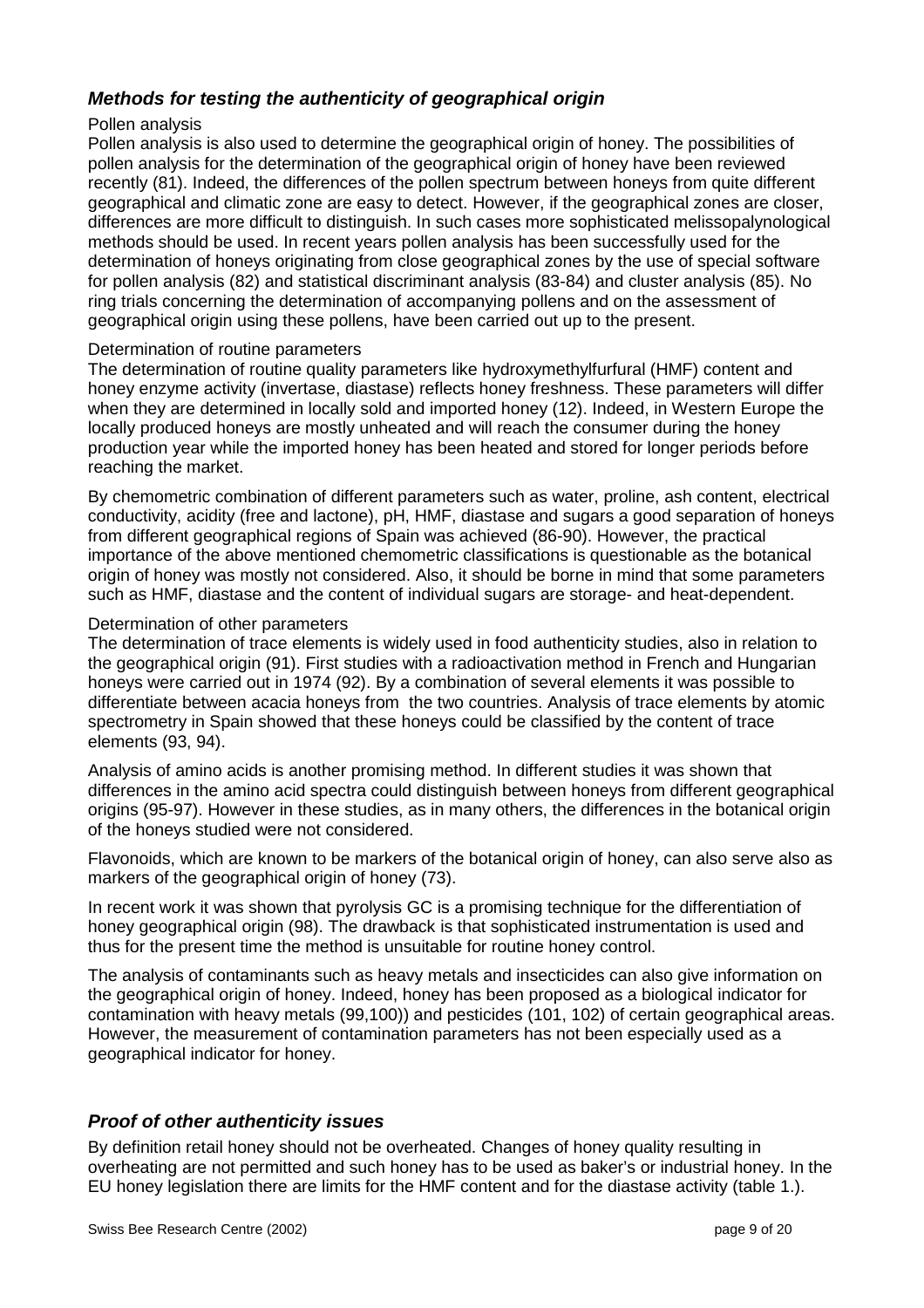## *Methods for testing the authenticity of geographical origin*

Pollen analysis

Pollen analysis is also used to determine the geographical origin of honey. The possibilities of pollen analysis for the determination of the geographical origin of honey have been reviewed recently (81). Indeed, the differences of the pollen spectrum between honeys from quite different geographical and climatic zone are easy to detect. However, if the geographical zones are closer, differences are more difficult to distinguish. In such cases more sophisticated melissopalynological methods should be used. In recent years pollen analysis has been successfully used for the determination of honeys originating from close geographical zones by the use of special software for pollen analysis (82) and statistical discriminant analysis (83-84) and cluster analysis (85). No ring trials concerning the determination of accompanying pollens and on the assessment of geographical origin using these pollens, have been carried out up to the present.

Determination of routine parameters

The determination of routine quality parameters like hydroxymethylfurfural (HMF) content and honey enzyme activity (invertase, diastase) reflects honey freshness. These parameters will differ when they are determined in locally sold and imported honey (12). Indeed, in Western Europe the locally produced honeys are mostly unheated and will reach the consumer during the honey production year while the imported honey has been heated and stored for longer periods before reaching the market.

By chemometric combination of different parameters such as water, proline, ash content, electrical conductivity, acidity (free and lactone), pH, HMF, diastase and sugars a good separation of honeys from different geographical regions of Spain was achieved (86-90). However, the practical importance of the above mentioned chemometric classifications is questionable as the botanical origin of honey was mostly not considered. Also, it should be borne in mind that some parameters such as HMF, diastase and the content of individual sugars are storage- and heat-dependent.

Determination of other parameters

The determination of trace elements is widely used in food authenticity studies, also in relation to the geographical origin (91). First studies with a radioactivation method in French and Hungarian honeys were carried out in 1974 (92). By a combination of several elements it was possible to differentiate between acacia honeys from the two countries. Analysis of trace elements by atomic spectrometry in Spain showed that these honeys could be classified by the content of trace elements (93, 94).

Analysis of amino acids is another promising method. In different studies it was shown that differences in the amino acid spectra could distinguish between honeys from different geographical origins (95-97). However in these studies, as in many others, the differences in the botanical origin of the honeys studied were not considered.

Flavonoids, which are known to be markers of the botanical origin of honey, can also serve also as markers of the geographical origin of honey (73).

In recent work it was shown that pyrolysis GC is a promising technique for the differentiation of honey geographical origin (98). The drawback is that sophisticated instrumentation is used and thus for the present time the method is unsuitable for routine honey control.

The analysis of contaminants such as heavy metals and insecticides can also give information on the geographical origin of honey. Indeed, honey has been proposed as a biological indicator for contamination with heavy metals (99,100)) and pesticides (101, 102) of certain geographical areas. However, the measurement of contamination parameters has not been especially used as a geographical indicator for honey.

## *Proof of other authenticity issues*

By definition retail honey should not be overheated. Changes of honey quality resulting in overheating are not permitted and such honey has to be used as baker's or industrial honey. In the EU honey legislation there are limits for the HMF content and for the diastase activity (table 1.).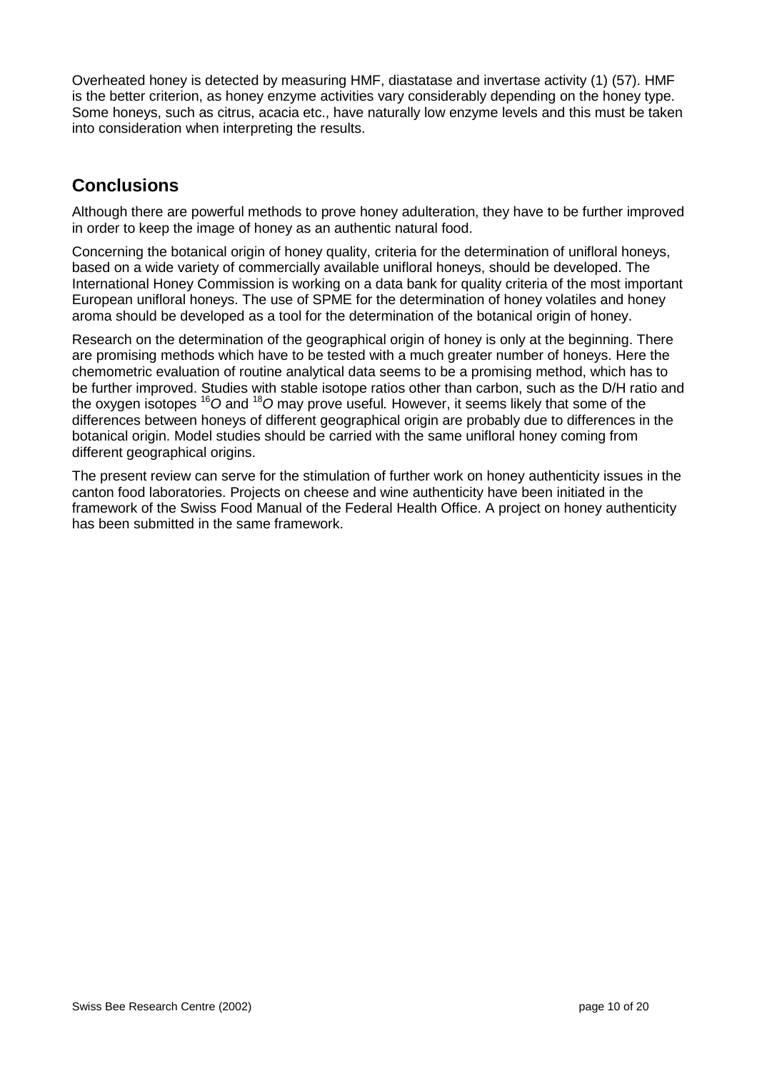Overheated honey is detected by measuring HMF, diastatase and invertase activity (1) (57). HMF is the better criterion, as honey enzyme activities vary considerably depending on the honey type. Some honeys, such as citrus, acacia etc., have naturally low enzyme levels and this must be taken into consideration when interpreting the results.

## Conclusions

Although there are powerful methods to prove honey adulteration, they have to be further improved in order to keep the image of honey as an authentic natural food.

Concerning the botanical origin of honey quality, criteria for the determination of unifloral honeys, based on a wide variety of commercially available unifloral honeys, should be developed. The International Honey Commission is working on a data bank for quality criteria of the most important European unifloral honeys. The use of SPME for the determination of honey volatiles and honey aroma should be developed as a tool for the determination of the botanical origin of honey.

Research on the determination of the geographical origin of honey is only at the beginning. There are promising methods which have to be tested with a much greater number of honeys. Here the chemometric evaluation of routine analytical data seems to be a promising method, which has to be further improved. Studies with stable isotope ratios other than carbon, such as the D/H ratio and the oxygen isotopes $^{16}O$ and $^{18}O$ may prove useful. However, it seems likely that some of the differences between honeys of different geographical origin are probably due to differences in the botanical origin. Model studies should be carried with the same unifloral honey coming from different geographical origins.

The present review can serve for the stimulation of further work on honey authenticity issues in the canton food laboratories. Projects on cheese and wine authenticity have been initiated in the framework of the Swiss Food Manual of the Federal Health Office. A project on honey authenticity has been submitted in the same framework.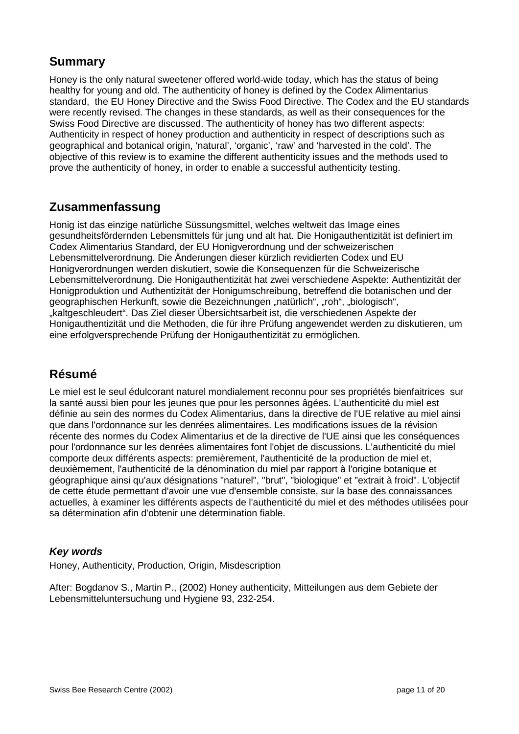## Summary

Honey is the only natural sweetener offered world-wide today, which has the status of being healthy for young and old. The authenticity of honey is defined by the Codex Alimentarius standard, the EU Honey Directive and the Swiss Food Directive. The Codex and the EU standards were recently revised. The changes in these standards, as well as their consequences for the Swiss Food Directive are discussed. The authenticity of honey has two different aspects: Authenticity in respect of honey production and authenticity in respect of descriptions such as geographical and botanical origin, 'natural', 'organic', 'raw' and 'harvested in the cold'. The objective of this review is to examine the different authenticity issues and the methods used to prove the authenticity of honey, in order to enable a successful authenticity testing.

## Zusammenfassung

Honig ist das einzige natürliche Süssungsmittel, welches weltweit das Image eines gesundheitsfördernden Lebensmittels für jung und alt hat. Die Honigauthentizität ist definiert im Codex Alimentarius Standard, der EU Honigverordnung und der schweizerischen Lebensmittelverordnung. Die Änderungen dieser kürzlich revidierten Codex und EU Honigverordnungen werden diskutiert, sowie die Konsequenzen für die Schweizerische Lebensmittelverordnung. Die Honigauthentizität hat zwei verschiedene Aspekte: Authentizität der Honigproduktion und Authentizität der Honigumschreibung, betreffend die botanischen und der geographischen Herkunft, sowie die Bezeichnungen „natürlich", „roh", „biologisch", „kaltgeschleudert". Das Ziel dieser Übersichtsarbeit ist, die verschiedenen Aspekte der Honigauthentizität und die Methoden, die für ihre Prüfung angewendet werden zu diskutieren, um eine erfolgversprechende Prüfung der Honigauthentizität zu ermöglichen.

## Résumé

Le miel est le seul édulcorant naturel mondialement reconnu pour ses propriétés bienfaitrices sur la santé aussi bien pour les jeunes que pour les personnes âgées. L'authenticité du miel est définie au sein des normes du Codex Alimentarius, dans la directive de l'UE relative au miel ainsi que dans l'ordonnance sur les denrées alimentaires. Les modifications issues de la révision récente des normes du Codex Alimentarius et de la directive de l'UE ainsi que les conséquences pour l'ordonnance sur les denrées alimentaires font l'objet de discussions. L'authenticité du miel comporte deux différents aspects: premièrement, l'authenticité de la production de miel et, deuxièmement, l'authenticité de la dénomination du miel par rapport à l'origine botanique et géographique ainsi qu'aux désignations "naturel", "brut", "biologique" et "extrait à froid". L'objectif de cette étude permettant d'avoir une vue d'ensemble consiste, sur la base des connaissances actuelles, à examiner les différents aspects de l'authenticité du miel et des méthodes utilisées pour sa détermination afin d'obtenir une détermination fiable.

### *Key words*

Honey, Authenticity, Production, Origin, Misdescription

After: Bogdanov S., Martin P., (2002) Honey authenticity, Mitteilungen aus dem Gebiete der Lebensmitteluntersuchung und Hygiene 93, 232-254.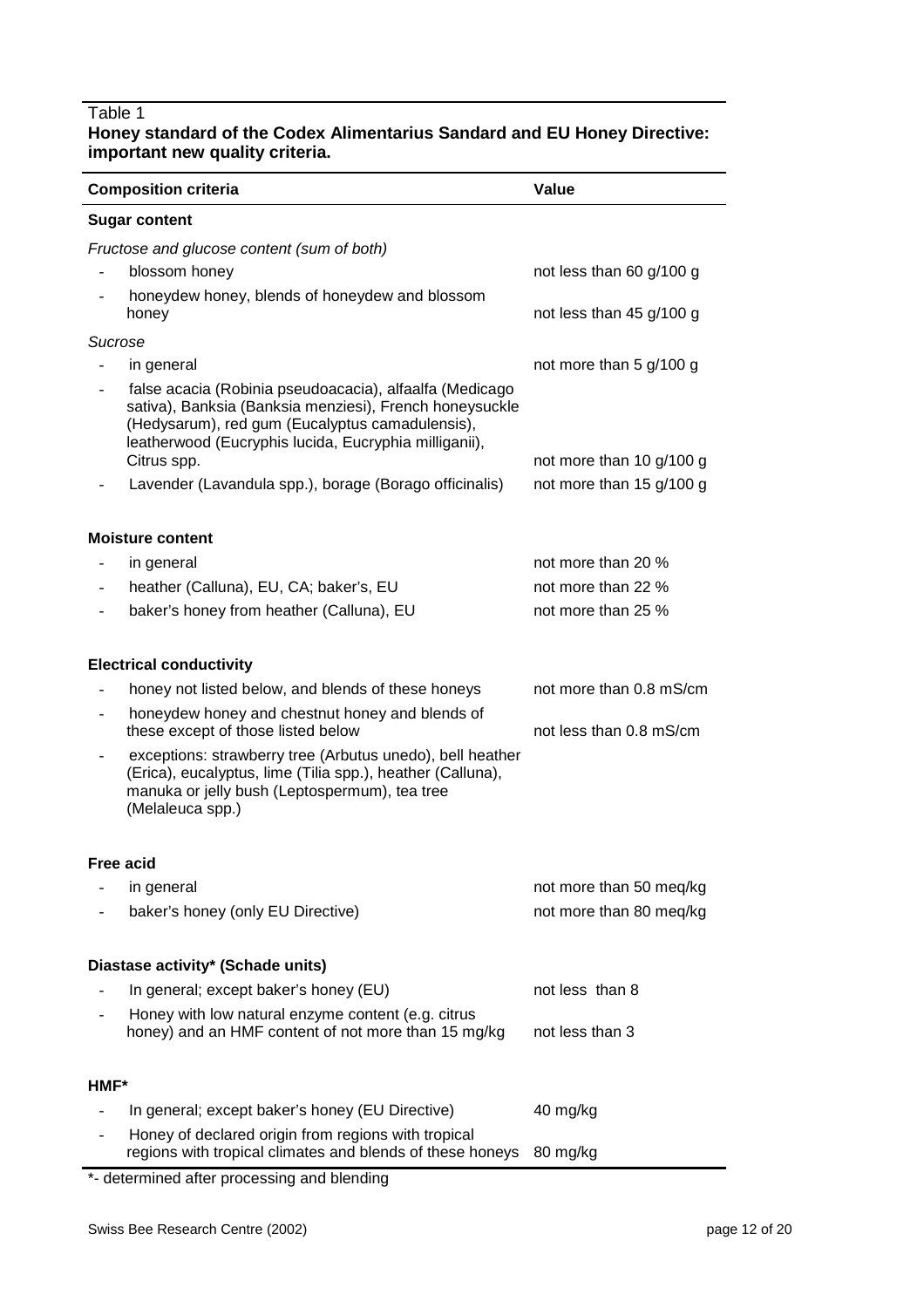Table 1
**Honey standard of the Codex Alimentarius Sandard and EU Honey Directive: important new quality criteria.**

| Composition criteria | Value |
|---|---|
| **Sugar content** | |
| *Fructose and glucose content (sum of both)* | |
| - blossom honey | not less than 60 g/100 g |
| - honeydew honey, blends of honeydew and blossom honey | not less than 45 g/100 g |
| *Sucrose* | |
| - in general | not more than 5 g/100 g |
| - false acacia (Robinia pseudoacacia), alfaalfa (Medicago sativa), Banksia (Banksia menziesi), French honeysuckle (Hedysarum), red gum (Eucalyptus camadulensis), leatherwood (Eucryphis lucida, Eucryphia milliganii), Citrus spp. | not more than 10 g/100 g |
| - Lavender (Lavandula spp.), borage (Borago officinalis) | not more than 15 g/100 g |
| **Moisture content** | |
| - in general | not more than 20 % |
| - heather (Calluna), EU, CA; baker's, EU | not more than 22 % |
| - baker's honey from heather (Calluna), EU | not more than 25 % |
| **Electrical conductivity** | |
| - honey not listed below, and blends of these honeys | not more than 0.8 mS/cm |
| - honeydew honey and chestnut honey and blends of these except of those listed below | not less than 0.8 mS/cm |
| - exceptions: strawberry tree (Arbutus unedo), bell heather (Erica), eucalyptus, lime (Tilia spp.), heather (Calluna), manuka or jelly bush (Leptospermum), tea tree (Melaleuca spp.) | |
| **Free acid** | |
| - in general | not more than 50 meq/kg |
| - baker's honey (only EU Directive) | not more than 80 meq/kg |
| **Diastase activity* (Schade units)** | |
| - In general; except baker's honey (EU) | not less than 8 |
| - Honey with low natural enzyme content (e.g. citrus honey) and an HMF content of not more than 15 mg/kg | not less than 3 |
| **HMF*** | |
| - In general; except baker's honey (EU Directive) | 40 mg/kg |
| - Honey of declared origin from regions with tropical regions with tropical climates and blends of these honeys | 80 mg/kg |

*- determined after processing and blending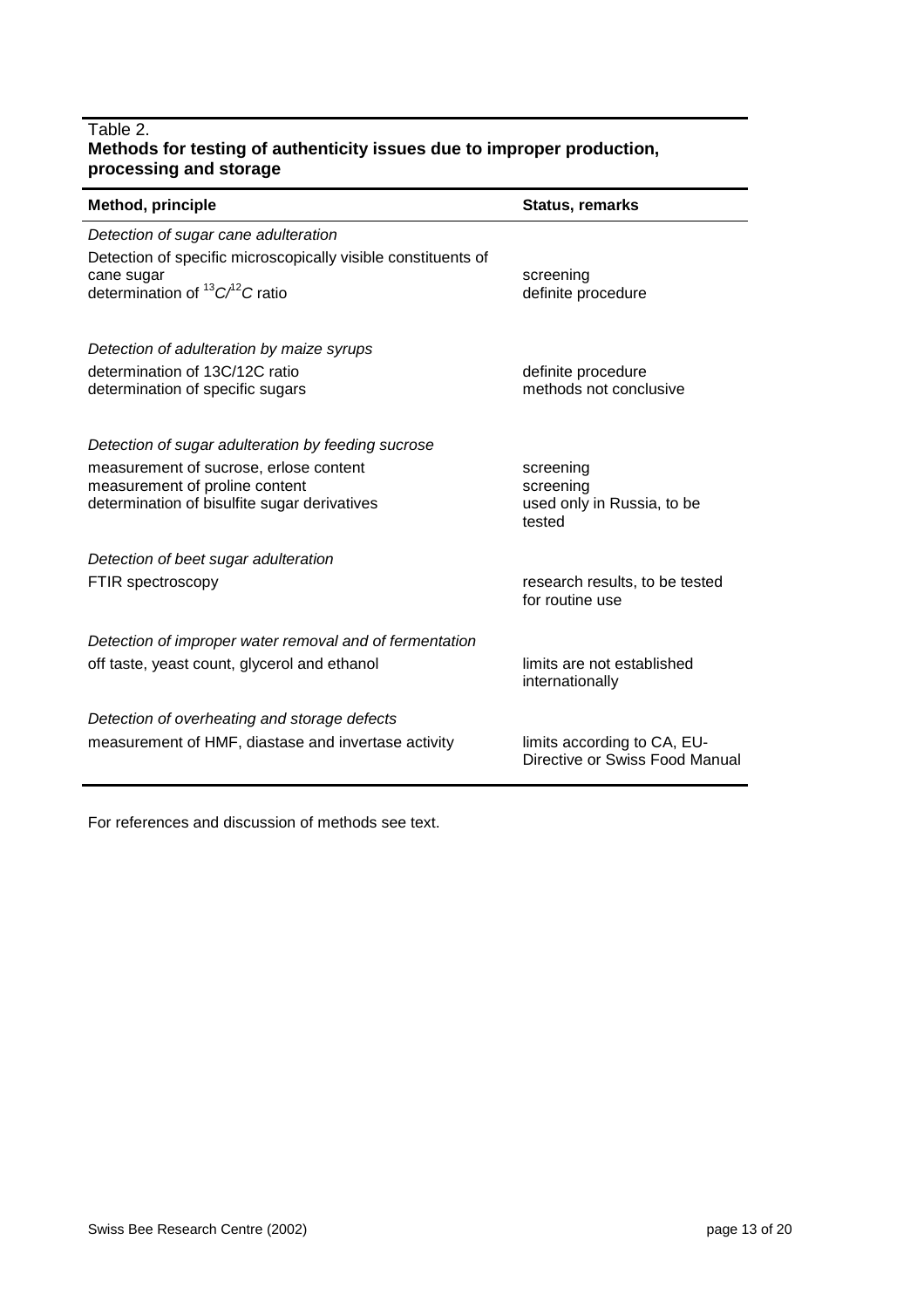Table 2.
**Methods for testing of authenticity issues due to improper production, processing and storage**

| Method, principle | Status, remarks |
|---|---|
| *Detection of sugar cane adulteration* | |
| Detection of specific microscopically visible constituents of cane sugar | screening |
| determination of $^{13}C/^{12}C$ ratio | definite procedure |
| *Detection of adulteration by maize syrups* | |
| determination of 13C/12C ratio | definite procedure |
| determination of specific sugars | methods not conclusive |
| *Detection of sugar adulteration by feeding sucrose* | |
| measurement of sucrose, erlose content | screening |
| measurement of proline content | screening |
| determination of bisulfite sugar derivatives | used only in Russia, to be tested |
| *Detection of beet sugar adulteration* | |
| FTIR spectroscopy | research results, to be tested for routine use |
| *Detection of improper water removal and of fermentation* | |
| off taste, yeast count, glycerol and ethanol | limits are not established internationally |
| *Detection of overheating and storage defects* | |
| measurement of HMF, diastase and invertase activity | limits according to CA, EU-Directive or Swiss Food Manual |

For references and discussion of methods see text.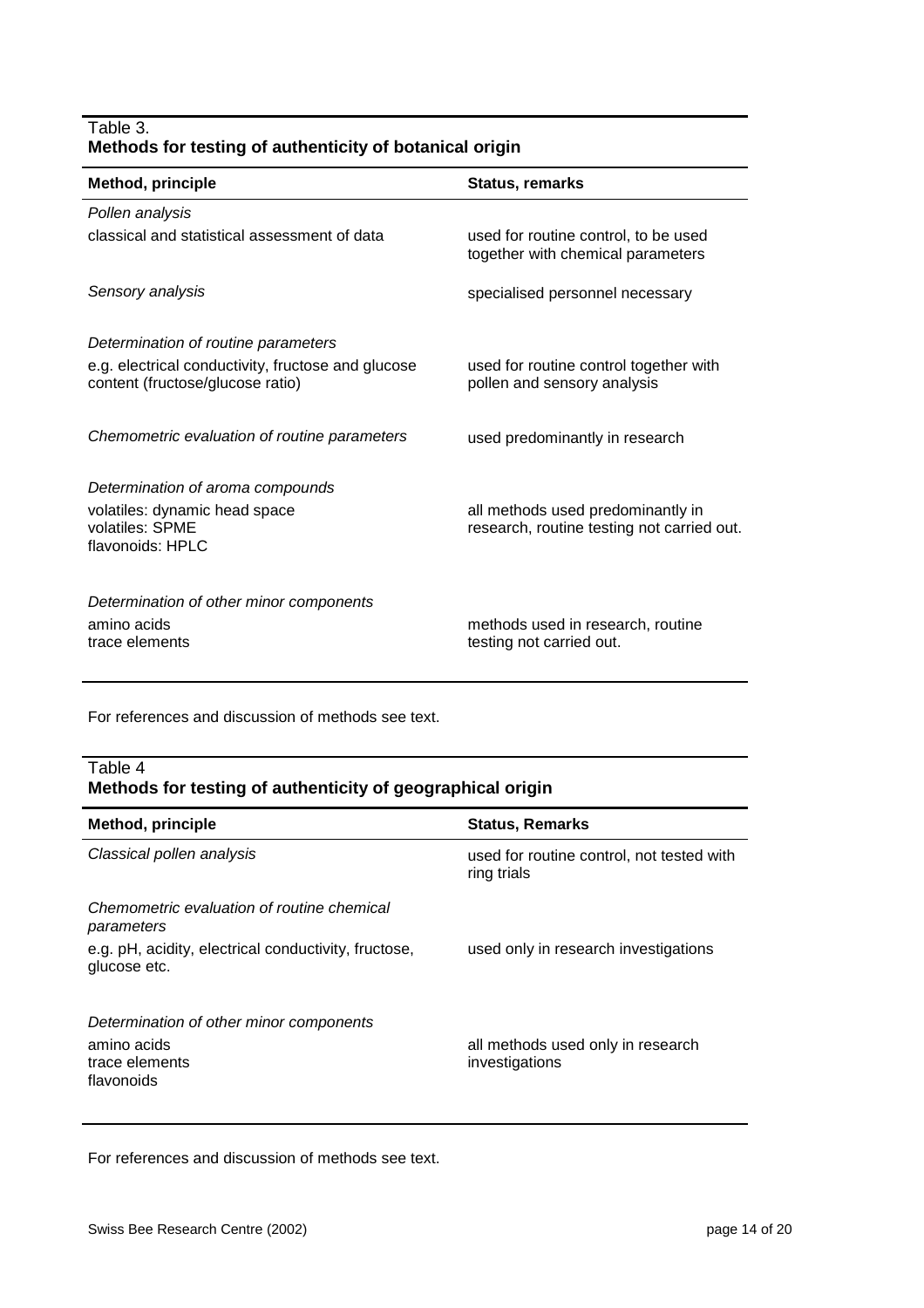Table 3.
**Methods for testing of authenticity of botanical origin**

| Method, principle | Status, remarks |
|---|---|
| *Pollen analysis* | |
| classical and statistical assessment of data | used for routine control, to be used together with chemical parameters |
| *Sensory analysis* | specialised personnel necessary |
| *Determination of routine parameters* | |
| e.g. electrical conductivity, fructose and glucose content (fructose/glucose ratio) | used for routine control together with pollen and sensory analysis |
| *Chemometric evaluation of routine parameters* | used predominantly in research |
| *Determination of aroma compounds* | |
| volatiles: dynamic head space<br>volatiles: SPME<br>flavonoids: HPLC | all methods used predominantly in research, routine testing not carried out. |
| *Determination of other minor components* | |
| amino acids<br>trace elements | methods used in research, routine testing not carried out. |

For references and discussion of methods see text.

Table 4
**Methods for testing of authenticity of geographical origin**

| Method, principle | Status, Remarks |
|---|---|
| *Classical pollen analysis* | used for routine control, not tested with ring trials |
| *Chemometric evaluation of routine chemical parameters* | |
| e.g. pH, acidity, electrical conductivity, fructose, glucose etc. | used only in research investigations |
| *Determination of other minor components* | |
| amino acids<br>trace elements<br>flavonoids | all methods used only in research investigations |

For references and discussion of methods see text.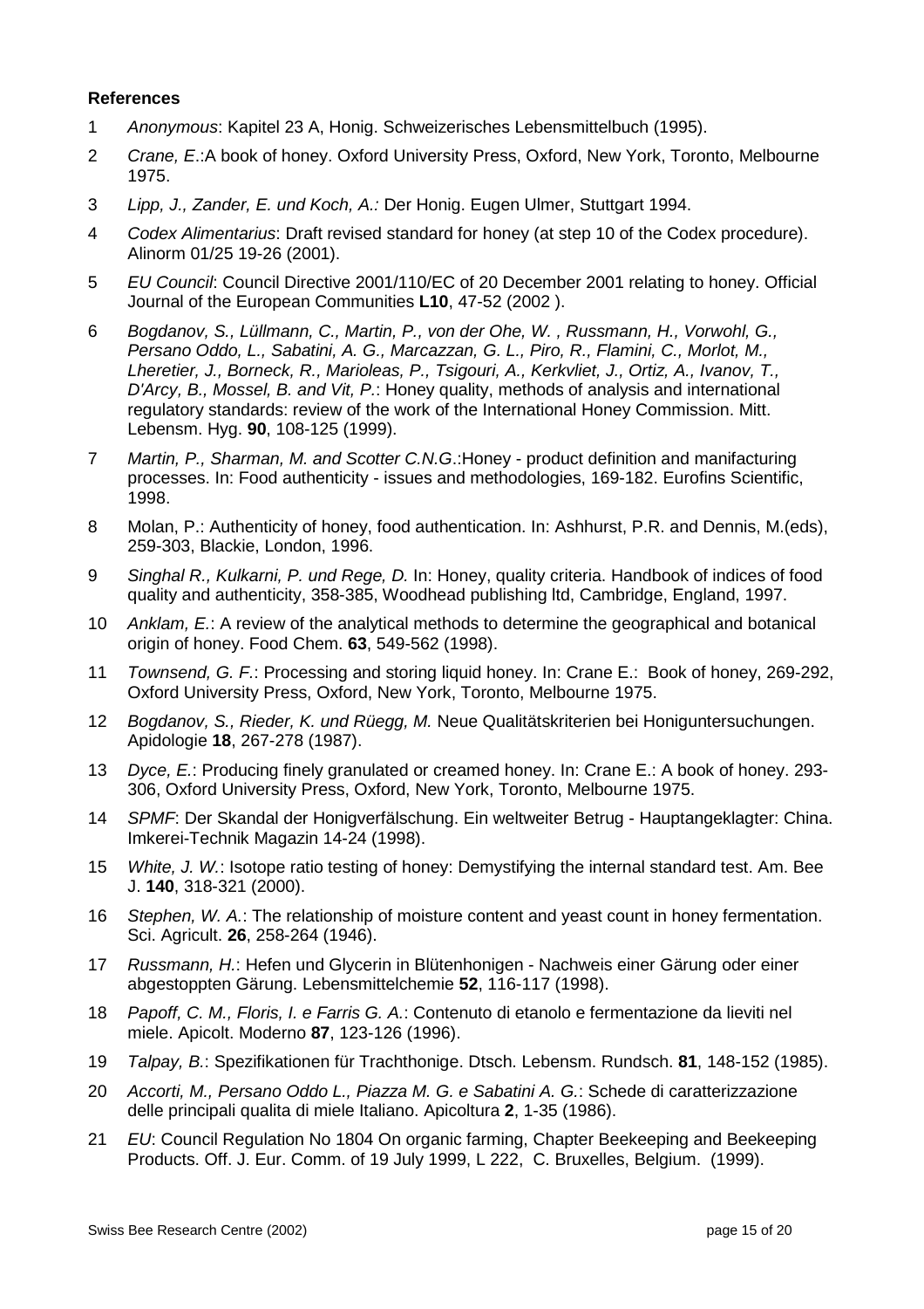**References**

1. *Anonymous*: Kapitel 23 A, Honig. Schweizerisches Lebensmittelbuch (1995).
2. *Crane, E.*:A book of honey. Oxford University Press, Oxford, New York, Toronto, Melbourne 1975.
3. *Lipp, J., Zander, E. und Koch, A.:* Der Honig. Eugen Ulmer, Stuttgart 1994.
4. *Codex Alimentarius*: Draft revised standard for honey (at step 10 of the Codex procedure). Alinorm 01/25 19-26 (2001).
5. *EU Council*: Council Directive 2001/110/EC of 20 December 2001 relating to honey. Official Journal of the European Communities **L10**, 47-52 (2002 ).
6. *Bogdanov, S., Lüllmann, C., Martin, P., von der Ohe, W. , Russmann, H., Vorwohl, G., Persano Oddo, L., Sabatini, A. G., Marcazzan, G. L., Piro, R., Flamini, C., Morlot, M., Lheretier, J., Borneck, R., Marioleas, P., Tsigouri, A., Kerkvliet, J., Ortiz, A., Ivanov, T., D'Arcy, B., Mossel, B. and Vit, P.*: Honey quality, methods of analysis and international regulatory standards: review of the work of the International Honey Commission. Mitt. Lebensm. Hyg. **90**, 108-125 (1999).
7. *Martin, P., Sharman, M. and Scotter C.N.G.*:Honey - product definition and manifacturing processes. In: Food authenticity - issues and methodologies, 169-182. Eurofins Scientific, 1998.
8. Molan, P.: Authenticity of honey, food authentication. In: Ashhurst, P.R. and Dennis, M.(eds), 259-303, Blackie, London, 1996.
9. *Singhal R., Kulkarni, P. und Rege, D.* In: Honey, quality criteria. Handbook of indices of food quality and authenticity, 358-385, Woodhead publishing ltd, Cambridge, England, 1997.
10. *Anklam, E.*: A review of the analytical methods to determine the geographical and botanical origin of honey. Food Chem. **63**, 549-562 (1998).
11. *Townsend, G. F.*: Processing and storing liquid honey. In: Crane E.: Book of honey, 269-292, Oxford University Press, Oxford, New York, Toronto, Melbourne 1975.
12. *Bogdanov, S., Rieder, K. und Rüegg, M.* Neue Qualitätskriterien bei Honiguntersuchungen. Apidologie **18**, 267-278 (1987).
13. *Dyce, E.*: Producing finely granulated or creamed honey. In: Crane E.: A book of honey. 293-306, Oxford University Press, Oxford, New York, Toronto, Melbourne 1975.
14. *SPMF*: Der Skandal der Honigverfälschung. Ein weltweiter Betrug - Hauptangeklagter: China. Imkerei-Technik Magazin 14-24 (1998).
15. *White, J. W.*: Isotope ratio testing of honey: Demystifying the internal standard test. Am. Bee J. **140**, 318-321 (2000).
16. *Stephen, W. A.*: The relationship of moisture content and yeast count in honey fermentation. Sci. Agricult. **26**, 258-264 (1946).
17. *Russmann, H.*: Hefen und Glycerin in Blütenhonigen - Nachweis einer Gärung oder einer abgestoppten Gärung. Lebensmittelchemie **52**, 116-117 (1998).
18. *Papoff, C. M., Floris, I. e Farris G. A.*: Contenuto di etanolo e fermentazione da lieviti nel miele. Apicolt. Moderno **87**, 123-126 (1996).
19. *Talpay, B.*: Spezifikationen für Trachthonige. Dtsch. Lebensm. Rundsch. **81**, 148-152 (1985).
20. *Accorti, M., Persano Oddo L., Piazza M. G. e Sabatini A. G.*: Schede di caratterizzazione delle principali qualita di miele Italiano. Apicoltura **2**, 1-35 (1986).
21. *EU*: Council Regulation No 1804 On organic farming, Chapter Beekeeping and Beekeeping Products. Off. J. Eur. Comm. of 19 July 1999, L 222, C. Bruxelles, Belgium. (1999).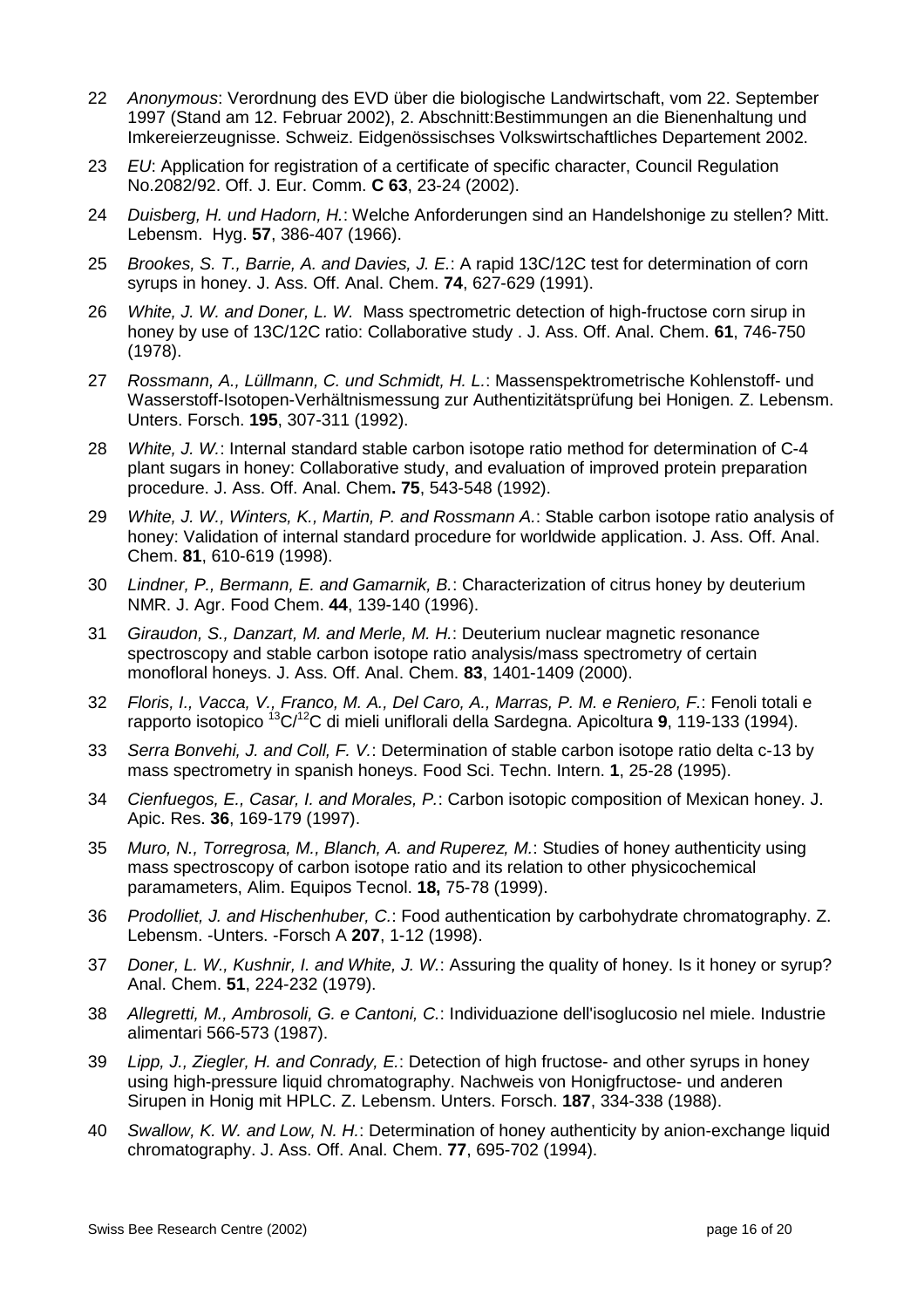22 *Anonymous*: Verordnung des EVD über die biologische Landwirtschaft, vom 22. September 1997 (Stand am 12. Februar 2002), 2. Abschnitt:Bestimmungen an die Bienenhaltung und Imkereierzeugnisse. Schweiz. Eidgenössischses Volkswirtschaftliches Departement 2002.

23 *EU*: Application for registration of a certificate of specific character, Council Regulation No.2082/92. Off. J. Eur. Comm. **C 63**, 23-24 (2002).

24 *Duisberg, H. und Hadorn, H.*: Welche Anforderungen sind an Handelshonige zu stellen? Mitt. Lebensm. Hyg. **57**, 386-407 (1966).

25 *Brookes, S. T., Barrie, A. and Davies, J. E.*: A rapid 13C/12C test for determination of corn syrups in honey. J. Ass. Off. Anal. Chem. **74**, 627-629 (1991).

26 *White, J. W. and Doner, L. W.* Mass spectrometric detection of high-fructose corn sirup in honey by use of 13C/12C ratio: Collaborative study . J. Ass. Off. Anal. Chem. **61**, 746-750 (1978).

27 *Rossmann, A., Lüllmann, C. und Schmidt, H. L.*: Massenspektrometrische Kohlenstoff- und Wasserstoff-Isotopen-Verhältnismessung zur Authentizitätsprüfung bei Honigen. Z. Lebensm. Unters. Forsch. **195**, 307-311 (1992).

28 *White, J. W.*: Internal standard stable carbon isotope ratio method for determination of C-4 plant sugars in honey: Collaborative study, and evaluation of improved protein preparation procedure. J. Ass. Off. Anal. Chem**. 75**, 543-548 (1992).

29 *White, J. W., Winters, K., Martin, P. and Rossmann A.*: Stable carbon isotope ratio analysis of honey: Validation of internal standard procedure for worldwide application. J. Ass. Off. Anal. Chem. **81**, 610-619 (1998).

30 *Lindner, P., Bermann, E. and Gamarnik, B.*: Characterization of citrus honey by deuterium NMR. J. Agr. Food Chem. **44**, 139-140 (1996).

31 *Giraudon, S., Danzart, M. and Merle, M. H.*: Deuterium nuclear magnetic resonance spectroscopy and stable carbon isotope ratio analysis/mass spectrometry of certain monofloral honeys. J. Ass. Off. Anal. Chem. **83**, 1401-1409 (2000).

32 *Floris, I., Vacca, V., Franco, M. A., Del Caro, A., Marras, P. M. e Reniero, F.*: Fenoli totali e rapporto isotopico $^{13}C/^{12}C$ di mieli uniflorali della Sardegna. Apicoltura **9**, 119-133 (1994).

33 *Serra Bonvehi, J. and Coll, F. V.*: Determination of stable carbon isotope ratio delta c-13 by mass spectrometry in spanish honeys. Food Sci. Techn. Intern. **1**, 25-28 (1995).

34 *Cienfuegos, E., Casar, I. and Morales, P.*: Carbon isotopic composition of Mexican honey. J. Apic. Res. **36**, 169-179 (1997).

35 *Muro, N., Torregrosa, M., Blanch, A. and Ruperez, M.*: Studies of honey authenticity using mass spectroscopy of carbon isotope ratio and its relation to other physicochemical paramameters, Alim. Equipos Tecnol. **18,** 75-78 (1999).

36 *Prodolliet, J. and Hischenhuber, C.*: Food authentication by carbohydrate chromatography. Z. Lebensm. -Unters. -Forsch A **207**, 1-12 (1998).

37 *Doner, L. W., Kushnir, I. and White, J. W.*: Assuring the quality of honey. Is it honey or syrup? Anal. Chem. **51**, 224-232 (1979).

38 *Allegretti, M., Ambrosoli, G. e Cantoni, C.*: Individuazione dell'isoglucosio nel miele. Industrie alimentari 566-573 (1987).

39 *Lipp, J., Ziegler, H. and Conrady, E.*: Detection of high fructose- and other syrups in honey using high-pressure liquid chromatography. Nachweis von Honigfructose- und anderen Sirupen in Honig mit HPLC. Z. Lebensm. Unters. Forsch. **187**, 334-338 (1988).

40 *Swallow, K. W. and Low, N. H.*: Determination of honey authenticity by anion-exchange liquid chromatography. J. Ass. Off. Anal. Chem. **77**, 695-702 (1994).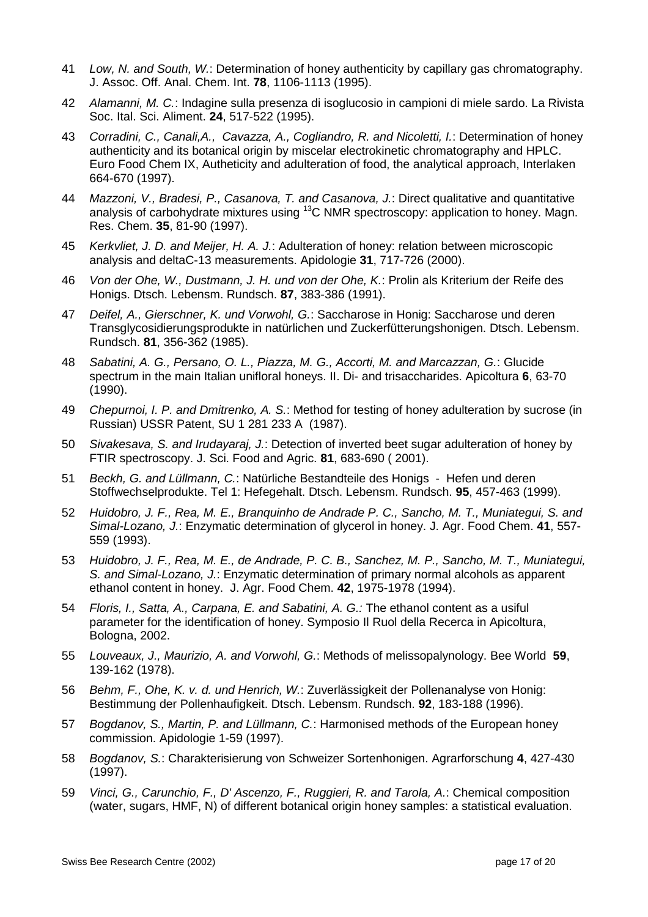41 *Low, N. and South, W.*: Determination of honey authenticity by capillary gas chromatography. J. Assoc. Off. Anal. Chem. Int. **78**, 1106-1113 (1995).

42 *Alamanni, M. C.*: Indagine sulla presenza di isoglucosio in campioni di miele sardo. La Rivista Soc. Ital. Sci. Aliment. **24**, 517-522 (1995).

43 *Corradini, C., Canali,A., Cavazza, A., Cogliandro, R. and Nicoletti, I.*: Determination of honey authenticity and its botanical origin by miscelar electrokinetic chromatography and HPLC. Euro Food Chem IX, Autheticity and adulteration of food, the analytical approach, Interlaken 664-670 (1997).

44 *Mazzoni, V., Bradesi, P., Casanova, T. and Casanova, J.*: Direct qualitative and quantitative analysis of carbohydrate mixtures using $^{13}$C NMR spectroscopy: application to honey. Magn. Res. Chem. **35**, 81-90 (1997).

45 *Kerkvliet, J. D. and Meijer, H. A. J.*: Adulteration of honey: relation between microscopic analysis and deltaC-13 measurements. Apidologie **31**, 717-726 (2000).

46 *Von der Ohe, W., Dustmann, J. H. und von der Ohe, K.*: Prolin als Kriterium der Reife des Honigs. Dtsch. Lebensm. Rundsch. **87**, 383-386 (1991).

47 *Deifel, A., Gierschner, K. und Vorwohl, G.*: Saccharose in Honig: Saccharose und deren Transglycosidierungsprodukte in natürlichen und Zuckerfütterungshonigen. Dtsch. Lebensm. Rundsch. **81**, 356-362 (1985).

48 *Sabatini, A. G., Persano, O. L., Piazza, M. G., Accorti, M. and Marcazzan, G.*: Glucide spectrum in the main Italian unifloral honeys. II. Di- and trisaccharides. Apicoltura **6**, 63-70 (1990).

49 *Chepurnoi, I. P. and Dmitrenko, A. S.*: Method for testing of honey adulteration by sucrose (in Russian) USSR Patent, SU 1 281 233 A (1987).

50 *Sivakesava, S. and Irudayaraj, J.*: Detection of inverted beet sugar adulteration of honey by FTIR spectroscopy. J. Sci. Food and Agric. **81**, 683-690 ( 2001).

51 *Beckh, G. and Lüllmann, C.*: Natürliche Bestandteile des Honigs - Hefen und deren Stoffwechselprodukte. Tel 1: Hefegehalt. Dtsch. Lebensm. Rundsch. **95**, 457-463 (1999).

52 *Huidobro, J. F., Rea, M. E., Branquinho de Andrade P. C., Sancho, M. T., Muniategui, S. and Simal-Lozano, J.*: Enzymatic determination of glycerol in honey. J. Agr. Food Chem. **41**, 557-559 (1993).

53 *Huidobro, J. F., Rea, M. E., de Andrade, P. C. B., Sanchez, M. P., Sancho, M. T., Muniategui, S. and Simal-Lozano, J.*: Enzymatic determination of primary normal alcohols as apparent ethanol content in honey. J. Agr. Food Chem. **42**, 1975-1978 (1994).

54 *Floris, I., Satta, A., Carpana, E. and Sabatini, A. G.:* The ethanol content as a usiful parameter for the identification of honey. Symposio Il Ruol della Recerca in Apicoltura, Bologna, 2002.

55 *Louveaux, J., Maurizio, A. and Vorwohl, G.*: Methods of melissopalynology. Bee World **59**, 139-162 (1978).

56 *Behm, F., Ohe, K. v. d. und Henrich, W.*: Zuverlässigkeit der Pollenanalyse von Honig: Bestimmung der Pollenhaufigkeit. Dtsch. Lebensm. Rundsch. **92**, 183-188 (1996).

57 *Bogdanov, S., Martin, P. and Lüllmann, C.*: Harmonised methods of the European honey commission. Apidologie 1-59 (1997).

58 *Bogdanov, S.*: Charakterisierung von Schweizer Sortenhonigen. Agrarforschung **4**, 427-430 (1997).

59 *Vinci, G., Carunchio, F., D' Ascenzo, F., Ruggieri, R. and Tarola, A.*: Chemical composition (water, sugars, HMF, N) of different botanical origin honey samples: a statistical evaluation.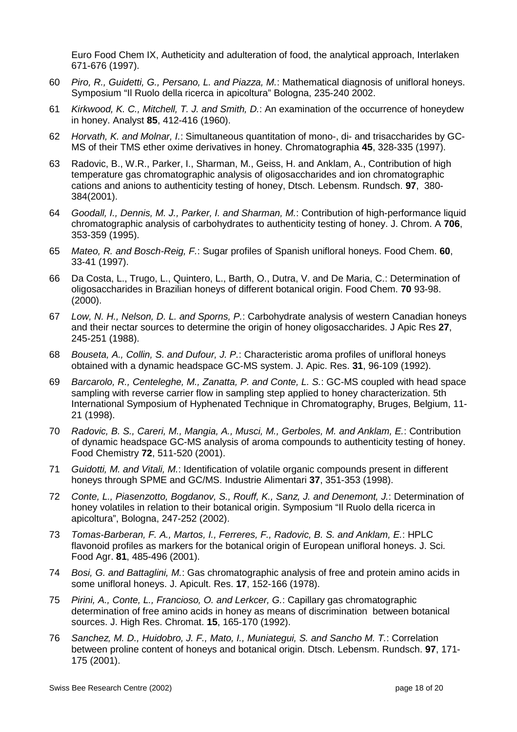Euro Food Chem IX, Autheticity and adulteration of food, the analytical approach, Interlaken 671-676 (1997).

60 *Piro, R., Guidetti, G., Persano, L. and Piazza, M.*: Mathematical diagnosis of unifloral honeys. Symposium "Il Ruolo della ricerca in apicoltura" Bologna, 235-240 2002.

61 *Kirkwood, K. C., Mitchell, T. J. and Smith, D.*: An examination of the occurrence of honeydew in honey. Analyst **85**, 412-416 (1960).

62 *Horvath, K. and Molnar, I.*: Simultaneous quantitation of mono-, di- and trisaccharides by GC-MS of their TMS ether oxime derivatives in honey. Chromatographia **45**, 328-335 (1997).

63 Radovic, B., W.R., Parker, I., Sharman, M., Geiss, H. and Anklam, A., Contribution of high temperature gas chromatographic analysis of oligosaccharides and ion chromatographic cations and anions to authenticity testing of honey, Dtsch. Lebensm. Rundsch. **97**, 380-384(2001).

64 *Goodall, I., Dennis, M. J., Parker, I. and Sharman, M.*: Contribution of high-performance liquid chromatographic analysis of carbohydrates to authenticity testing of honey. J. Chrom. A **706**, 353-359 (1995).

65 *Mateo, R. and Bosch-Reig, F.*: Sugar profiles of Spanish unifloral honeys. Food Chem. **60**, 33-41 (1997).

66 Da Costa, L., Trugo, L., Quintero, L., Barth, O., Dutra, V. and De Maria, C.: Determination of oligosaccharides in Brazilian honeys of different botanical origin. Food Chem. **70** 93-98. (2000).

67 *Low, N. H., Nelson, D. L. and Sporns, P.*: Carbohydrate analysis of western Canadian honeys and their nectar sources to determine the origin of honey oligosaccharides. J Apic Res **27**, 245-251 (1988).

68 *Bouseta, A., Collin, S. and Dufour, J. P.*: Characteristic aroma profiles of unifloral honeys obtained with a dynamic headspace GC-MS system. J. Apic. Res. **31**, 96-109 (1992).

69 *Barcarolo, R., Centeleghe, M., Zanatta, P. and Conte, L. S.*: GC-MS coupled with head space sampling with reverse carrier flow in sampling step applied to honey characterization. 5th International Symposium of Hyphenated Technique in Chromatography, Bruges, Belgium, 11-21 (1998).

70 *Radovic, B. S., Careri, M., Mangia, A., Musci, M., Gerboles, M. and Anklam, E.*: Contribution of dynamic headspace GC-MS analysis of aroma compounds to authenticity testing of honey. Food Chemistry **72**, 511-520 (2001).

71 *Guidotti, M. and Vitali, M.*: Identification of volatile organic compounds present in different honeys through SPME and GC/MS. Industrie Alimentari **37**, 351-353 (1998).

72 *Conte, L., Piasenzotto, Bogdanov, S., Rouff, K., Sanz, J. and Denemont, J.*: Determination of honey volatiles in relation to their botanical origin. Symposium "Il Ruolo della ricerca in apicoltura", Bologna, 247-252 (2002).

73 *Tomas-Barberan, F. A., Martos, I., Ferreres, F., Radovic, B. S. and Anklam, E.*: HPLC flavonoid profiles as markers for the botanical origin of European unifloral honeys. J. Sci. Food Agr. **81**, 485-496 (2001).

74 *Bosi, G. and Battaglini, M.*: Gas chromatographic analysis of free and protein amino acids in some unifloral honeys. J. Apicult. Res. **17**, 152-166 (1978).

75 *Pirini, A., Conte, L., Francioso, O. and Lerkcer, G.*: Capillary gas chromatographic determination of free amino acids in honey as means of discrimination between botanical sources. J. High Res. Chromat. **15**, 165-170 (1992).

76 *Sanchez, M. D., Huidobro, J. F., Mato, I., Muniategui, S. and Sancho M. T.*: Correlation between proline content of honeys and botanical origin. Dtsch. Lebensm. Rundsch. **97**, 171-175 (2001).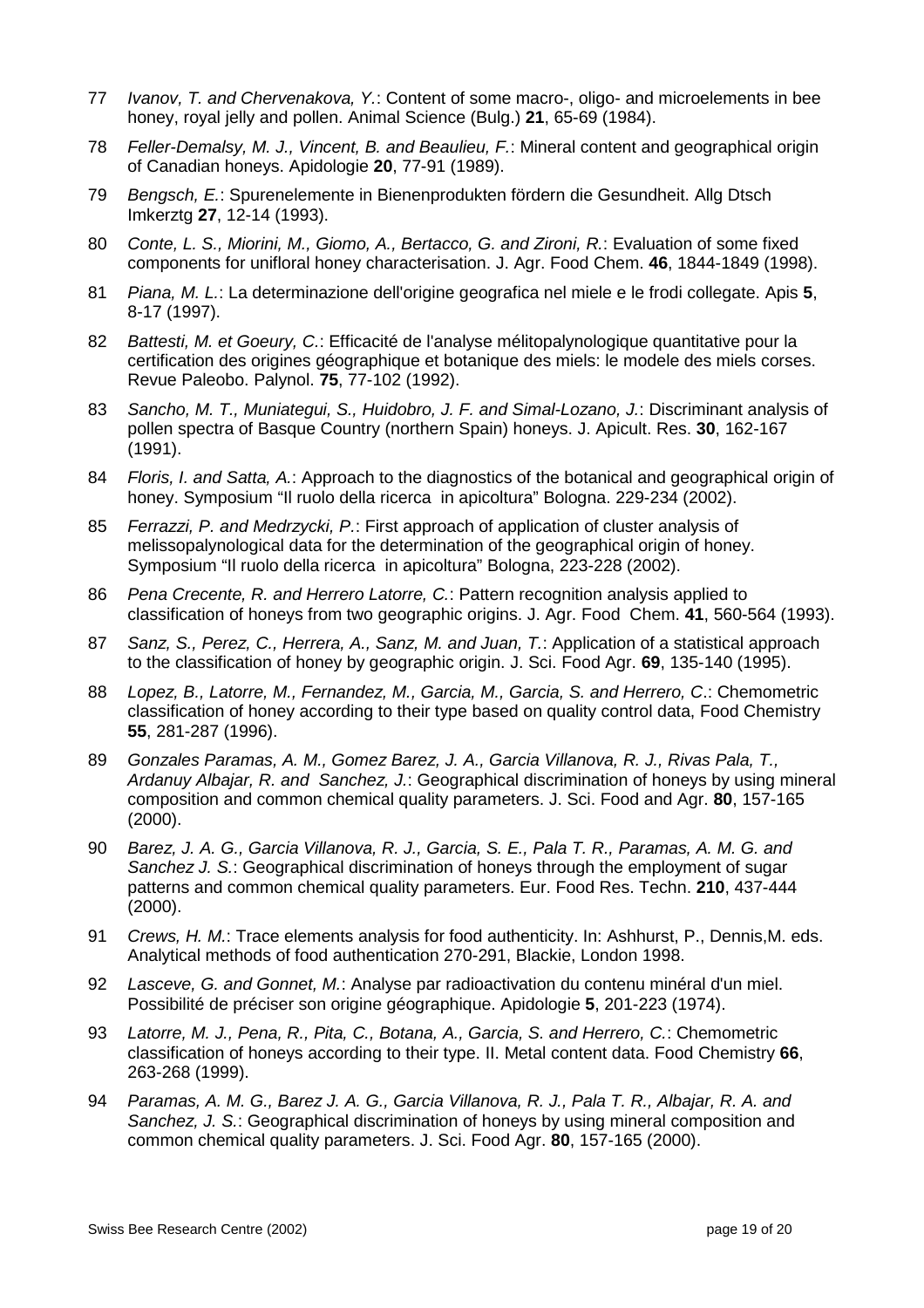77 *Ivanov, T. and Chervenakova, Y.*: Content of some macro-, oligo- and microelements in bee honey, royal jelly and pollen. Animal Science (Bulg.) **21**, 65-69 (1984).

78 *Feller-Demalsy, M. J., Vincent, B. and Beaulieu, F.*: Mineral content and geographical origin of Canadian honeys. Apidologie **20**, 77-91 (1989).

79 *Bengsch, E.*: Spurenelemente in Bienenprodukten fördern die Gesundheit. Allg Dtsch Imkerztg **27**, 12-14 (1993).

80 *Conte, L. S., Miorini, M., Giomo, A., Bertacco, G. and Zironi, R.*: Evaluation of some fixed components for unifloral honey characterisation. J. Agr. Food Chem. **46**, 1844-1849 (1998).

81 *Piana, M. L.*: La determinazione dell'origine geografica nel miele e le frodi collegate. Apis **5**, 8-17 (1997).

82 *Battesti, M. et Goeury, C.*: Efficacité de l'analyse mélitopalynologique quantitative pour la certification des origines géographique et botanique des miels: le modele des miels corses. Revue Paleobo. Palynol. **75**, 77-102 (1992).

83 *Sancho, M. T., Muniategui, S., Huidobro, J. F. and Simal-Lozano, J.*: Discriminant analysis of pollen spectra of Basque Country (northern Spain) honeys. J. Apicult. Res. **30**, 162-167 (1991).

84 *Floris, I. and Satta, A.*: Approach to the diagnostics of the botanical and geographical origin of honey. Symposium "Il ruolo della ricerca in apicoltura" Bologna. 229-234 (2002).

85 *Ferrazzi, P. and Medrzycki, P.*: First approach of application of cluster analysis of melissopalynological data for the determination of the geographical origin of honey. Symposium "Il ruolo della ricerca in apicoltura" Bologna, 223-228 (2002).

86 *Pena Crecente, R. and Herrero Latorre, C.*: Pattern recognition analysis applied to classification of honeys from two geographic origins. J. Agr. Food Chem. **41**, 560-564 (1993).

87 *Sanz, S., Perez, C., Herrera, A., Sanz, M. and Juan, T.*: Application of a statistical approach to the classification of honey by geographic origin. J. Sci. Food Agr. **69**, 135-140 (1995).

88 *Lopez, B., Latorre, M., Fernandez, M., Garcia, M., Garcia, S. and Herrero, C*.: Chemometric classification of honey according to their type based on quality control data, Food Chemistry **55**, 281-287 (1996).

89 *Gonzales Paramas, A. M., Gomez Barez, J. A., Garcia Villanova, R. J., Rivas Pala, T., Ardanuy Albajar, R. and Sanchez, J.*: Geographical discrimination of honeys by using mineral composition and common chemical quality parameters. J. Sci. Food and Agr. **80**, 157-165 (2000).

90 *Barez, J. A. G., Garcia Villanova, R. J., Garcia, S. E., Pala T. R., Paramas, A. M. G. and Sanchez J. S.*: Geographical discrimination of honeys through the employment of sugar patterns and common chemical quality parameters. Eur. Food Res. Techn. **210**, 437-444 (2000).

91 *Crews, H. M.*: Trace elements analysis for food authenticity. In: Ashhurst, P., Dennis,M. eds. Analytical methods of food authentication 270-291, Blackie, London 1998.

92 *Lasceve, G. and Gonnet, M.*: Analyse par radioactivation du contenu minéral d'un miel. Possibilité de préciser son origine géographique. Apidologie **5**, 201-223 (1974).

93 *Latorre, M. J., Pena, R., Pita, C., Botana, A., Garcia, S. and Herrero, C.*: Chemometric classification of honeys according to their type. II. Metal content data. Food Chemistry **66**, 263-268 (1999).

94 *Paramas, A. M. G., Barez J. A. G., Garcia Villanova, R. J., Pala T. R., Albajar, R. A. and Sanchez, J. S.*: Geographical discrimination of honeys by using mineral composition and common chemical quality parameters. J. Sci. Food Agr. **80**, 157-165 (2000).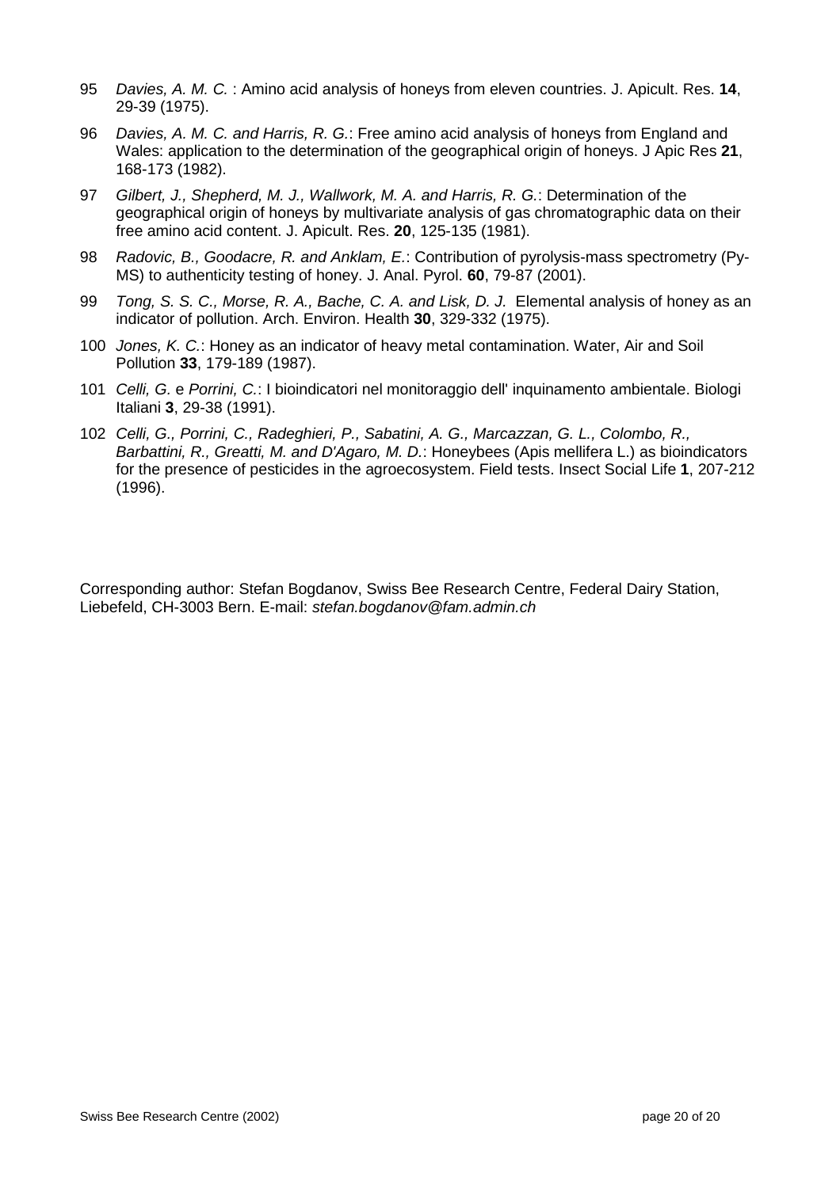95 *Davies, A. M. C.* : Amino acid analysis of honeys from eleven countries. J. Apicult. Res. **14**, 29-39 (1975).

96 *Davies, A. M. C. and Harris, R. G.*: Free amino acid analysis of honeys from England and Wales: application to the determination of the geographical origin of honeys. J Apic Res **21**, 168-173 (1982).

97 *Gilbert, J., Shepherd, M. J., Wallwork, M. A. and Harris, R. G.*: Determination of the geographical origin of honeys by multivariate analysis of gas chromatographic data on their free amino acid content. J. Apicult. Res. **20**, 125-135 (1981).

98 *Radovic, B., Goodacre, R. and Anklam, E.*: Contribution of pyrolysis-mass spectrometry (Py-MS) to authenticity testing of honey. J. Anal. Pyrol. **60**, 79-87 (2001).

99 *Tong, S. S. C., Morse, R. A., Bache, C. A. and Lisk, D. J.* Elemental analysis of honey as an indicator of pollution. Arch. Environ. Health **30**, 329-332 (1975).

100 *Jones, K. C.*: Honey as an indicator of heavy metal contamination. Water, Air and Soil Pollution **33**, 179-189 (1987).

101 *Celli, G.* e *Porrini, C.*: I bioindicatori nel monitoraggio dell' inquinamento ambientale. Biologi Italiani **3**, 29-38 (1991).

102 *Celli, G., Porrini, C., Radeghieri, P., Sabatini, A. G., Marcazzan, G. L., Colombo, R., Barbattini, R., Greatti, M. and D'Agaro, M. D.*: Honeybees (Apis mellifera L.) as bioindicators for the presence of pesticides in the agroecosystem. Field tests. Insect Social Life **1**, 207-212 (1996).

Corresponding author: Stefan Bogdanov, Swiss Bee Research Centre, Federal Dairy Station, Liebefeld, CH-3003 Bern. E-mail: *stefan.bogdanov@fam.admin.ch*